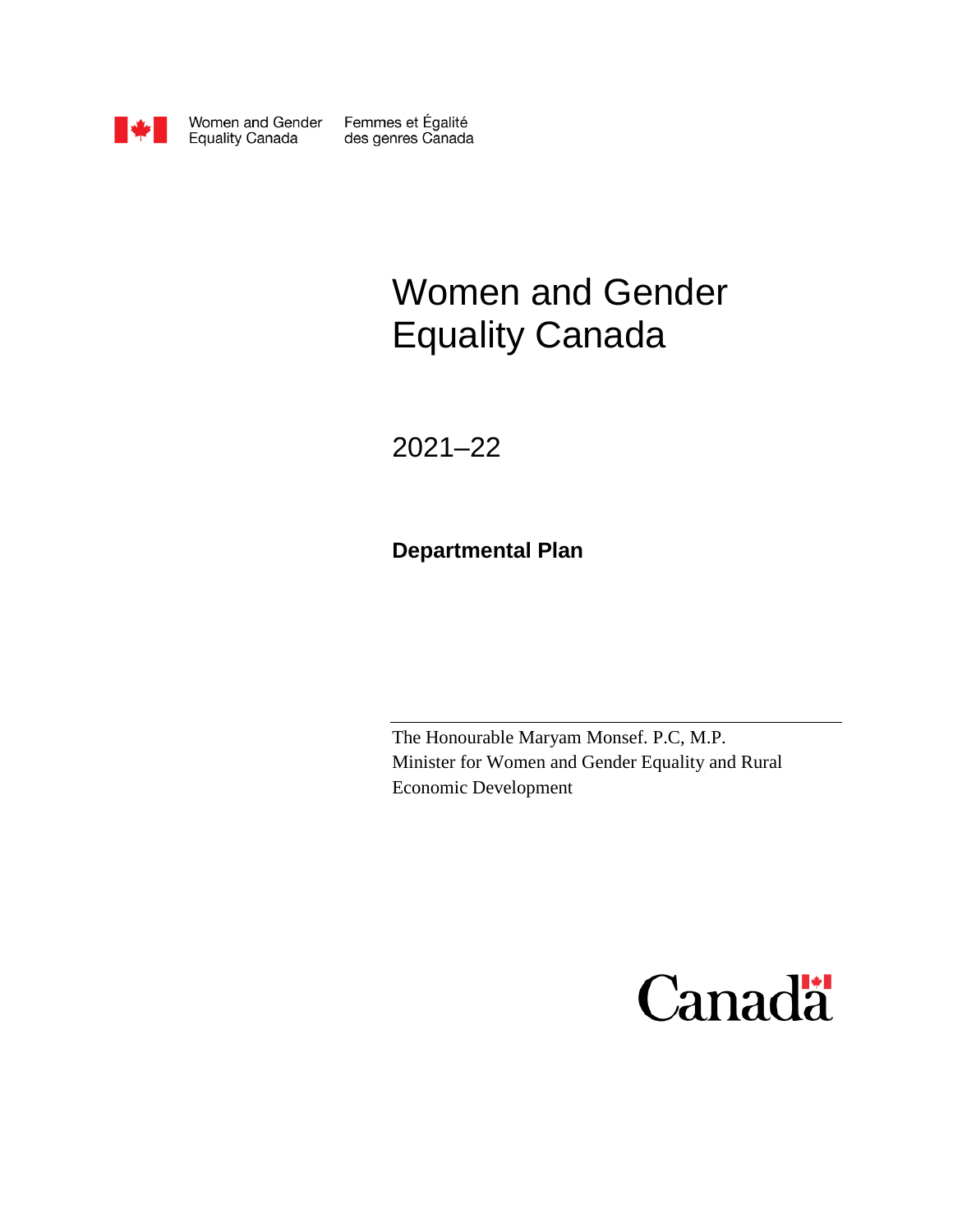Women and Gender Equality Canada | Femmes et Égalité des genres Canada

# Women and Gender Equality Canada

2021–22

**Departmental Plan**

The Honourable Maryam Monsef. P.C, M.P.
Minister for Women and Gender Equality and Rural Economic Development

Canada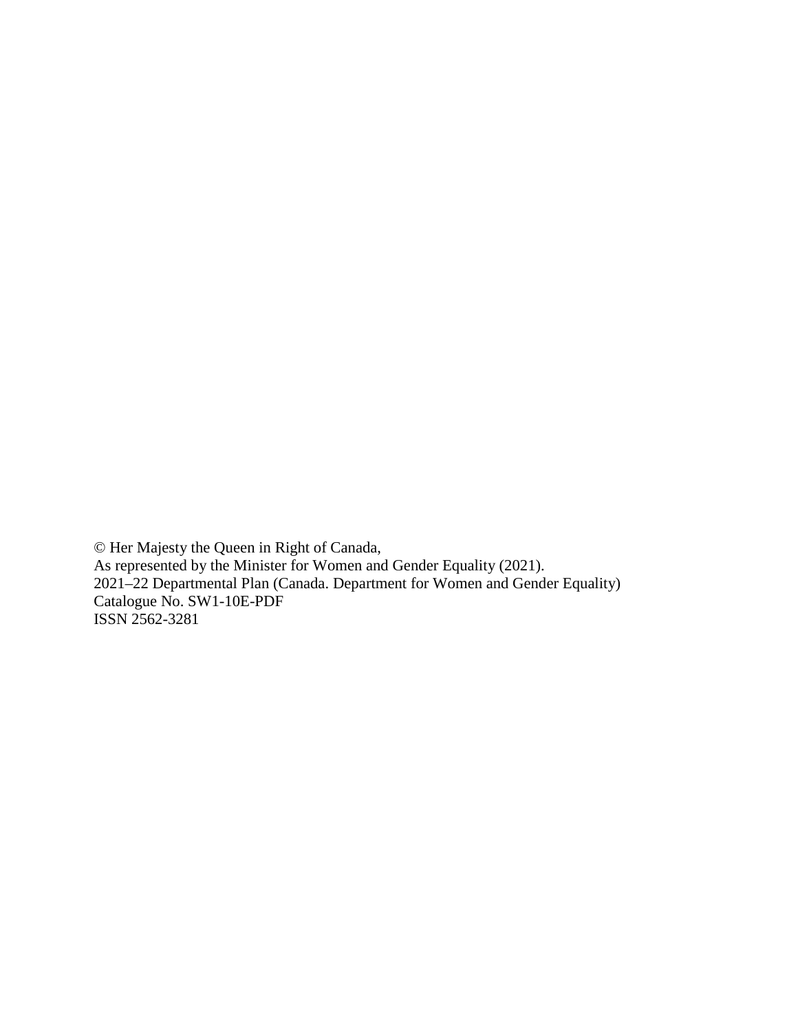© Her Majesty the Queen in Right of Canada,
As represented by the Minister for Women and Gender Equality (2021).
2021–22 Departmental Plan (Canada. Department for Women and Gender Equality)
Catalogue No. SW1-10E-PDF
ISSN 2562-3281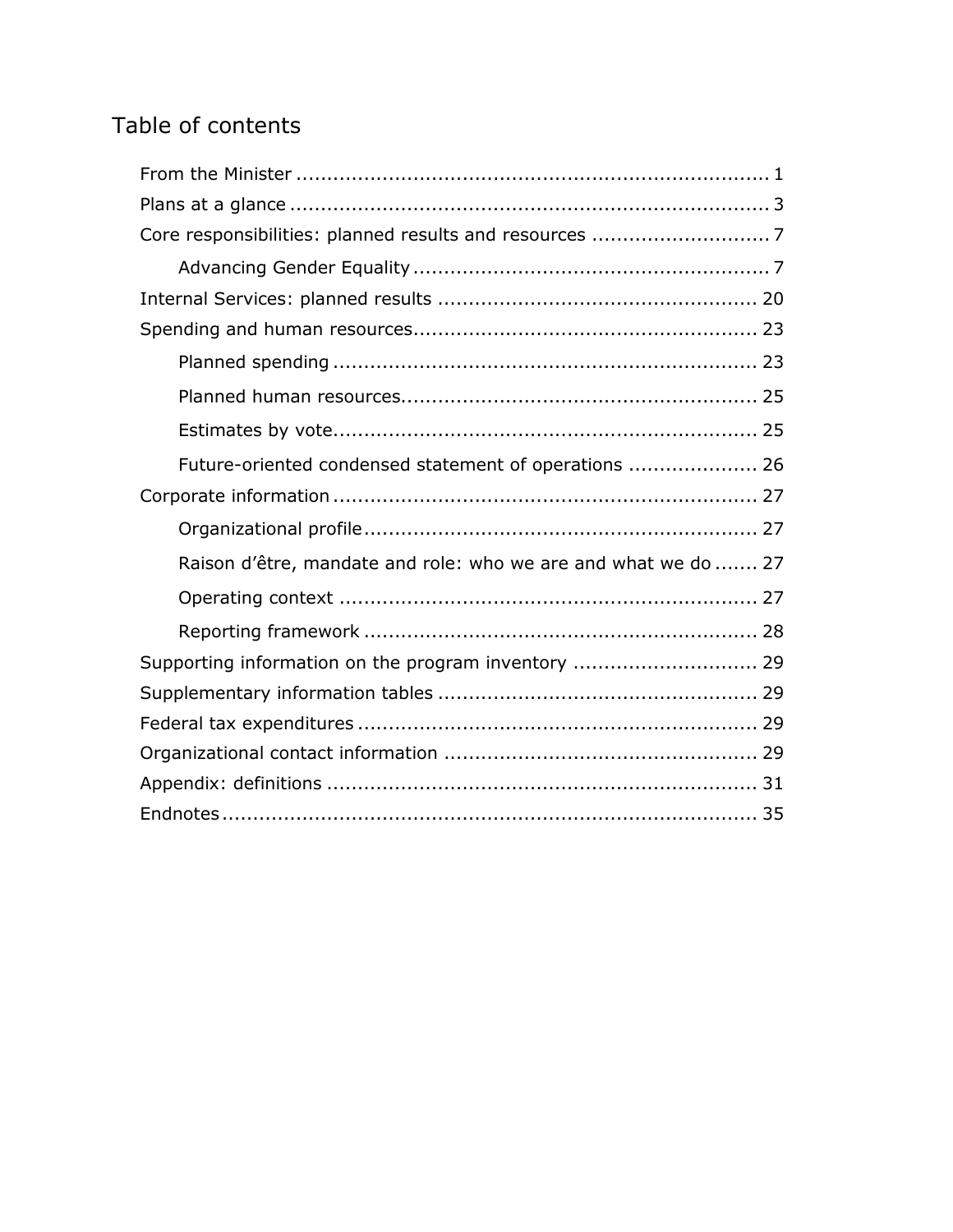# Table of contents

- From the Minister ..... 1
- Plans at a glance ..... 3
- Core responsibilities: planned results and resources ..... 7
  - Advancing Gender Equality ..... 7
- Internal Services: planned results ..... 20
- Spending and human resources ..... 23
  - Planned spending ..... 23
  - Planned human resources ..... 25
  - Estimates by vote ..... 25
  - Future-oriented condensed statement of operations ..... 26
- Corporate information ..... 27
  - Organizational profile ..... 27
  - Raison d'être, mandate and role: who we are and what we do ..... 27
  - Operating context ..... 27
  - Reporting framework ..... 28
- Supporting information on the program inventory ..... 29
- Supplementary information tables ..... 29
- Federal tax expenditures ..... 29
- Organizational contact information ..... 29
- Appendix: definitions ..... 31
- Endnotes ..... 35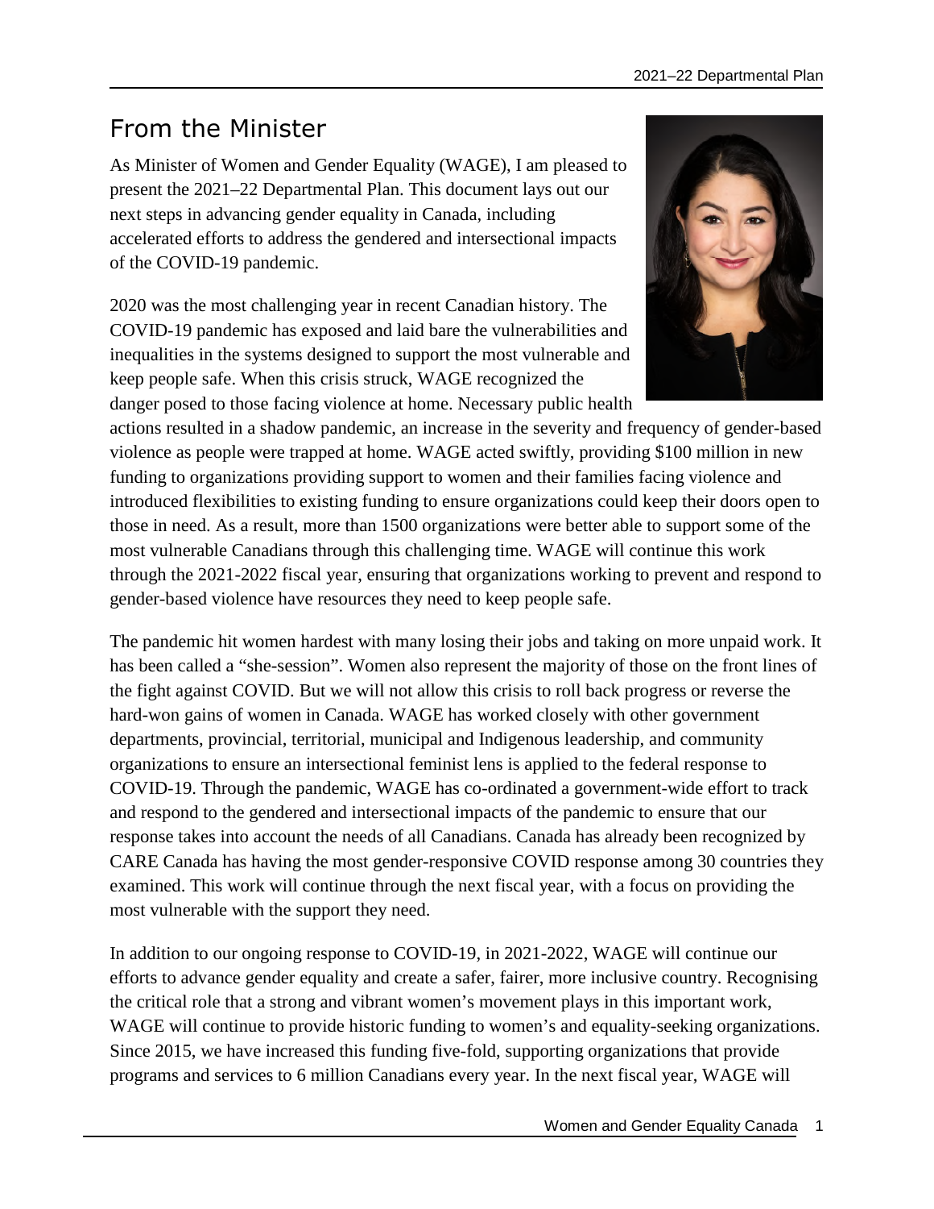# From the Minister

As Minister of Women and Gender Equality (WAGE), I am pleased to present the 2021–22 Departmental Plan. This document lays out our next steps in advancing gender equality in Canada, including accelerated efforts to address the gendered and intersectional impacts of the COVID-19 pandemic.

2020 was the most challenging year in recent Canadian history. The COVID-19 pandemic has exposed and laid bare the vulnerabilities and inequalities in the systems designed to support the most vulnerable and keep people safe. When this crisis struck, WAGE recognized the danger posed to those facing violence at home. Necessary public health actions resulted in a shadow pandemic, an increase in the severity and frequency of gender-based violence as people were trapped at home. WAGE acted swiftly, providing $100 million in new funding to organizations providing support to women and their families facing violence and introduced flexibilities to existing funding to ensure organizations could keep their doors open to those in need. As a result, more than 1500 organizations were better able to support some of the most vulnerable Canadians through this challenging time. WAGE will continue this work through the 2021-2022 fiscal year, ensuring that organizations working to prevent and respond to gender-based violence have resources they need to keep people safe.

The pandemic hit women hardest with many losing their jobs and taking on more unpaid work. It has been called a "she-session". Women also represent the majority of those on the front lines of the fight against COVID. But we will not allow this crisis to roll back progress or reverse the hard-won gains of women in Canada. WAGE has worked closely with other government departments, provincial, territorial, municipal and Indigenous leadership, and community organizations to ensure an intersectional feminist lens is applied to the federal response to COVID-19. Through the pandemic, WAGE has co-ordinated a government-wide effort to track and respond to the gendered and intersectional impacts of the pandemic to ensure that our response takes into account the needs of all Canadians. Canada has already been recognized by CARE Canada has having the most gender-responsive COVID response among 30 countries they examined. This work will continue through the next fiscal year, with a focus on providing the most vulnerable with the support they need.

In addition to our ongoing response to COVID-19, in 2021-2022, WAGE will continue our efforts to advance gender equality and create a safer, fairer, more inclusive country. Recognising the critical role that a strong and vibrant women's movement plays in this important work, WAGE will continue to provide historic funding to women's and equality-seeking organizations. Since 2015, we have increased this funding five-fold, supporting organizations that provide programs and services to 6 million Canadians every year. In the next fiscal year, WAGE will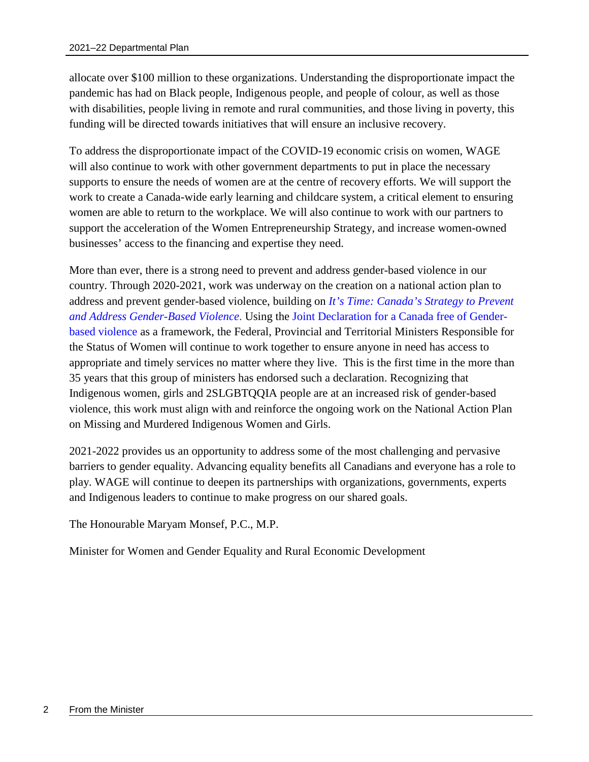allocate over $100 million to these organizations. Understanding the disproportionate impact the pandemic has had on Black people, Indigenous people, and people of colour, as well as those with disabilities, people living in remote and rural communities, and those living in poverty, this funding will be directed towards initiatives that will ensure an inclusive recovery.

To address the disproportionate impact of the COVID-19 economic crisis on women, WAGE will also continue to work with other government departments to put in place the necessary supports to ensure the needs of women are at the centre of recovery efforts. We will support the work to create a Canada-wide early learning and childcare system, a critical element to ensuring women are able to return to the workplace. We will also continue to work with our partners to support the acceleration of the Women Entrepreneurship Strategy, and increase women-owned businesses' access to the financing and expertise they need.

More than ever, there is a strong need to prevent and address gender-based violence in our country. Through 2020-2021, work was underway on the creation on a national action plan to address and prevent gender-based violence, building on *It's Time: Canada's Strategy to Prevent and Address Gender-Based Violence*. Using the Joint Declaration for a Canada free of Gender-based violence as a framework, the Federal, Provincial and Territorial Ministers Responsible for the Status of Women will continue to work together to ensure anyone in need has access to appropriate and timely services no matter where they live. This is the first time in the more than 35 years that this group of ministers has endorsed such a declaration. Recognizing that Indigenous women, girls and 2SLGBTQQIA people are at an increased risk of gender-based violence, this work must align with and reinforce the ongoing work on the National Action Plan on Missing and Murdered Indigenous Women and Girls.

2021-2022 provides us an opportunity to address some of the most challenging and pervasive barriers to gender equality. Advancing equality benefits all Canadians and everyone has a role to play. WAGE will continue to deepen its partnerships with organizations, governments, experts and Indigenous leaders to continue to make progress on our shared goals.

The Honourable Maryam Monsef, P.C., M.P.

Minister for Women and Gender Equality and Rural Economic Development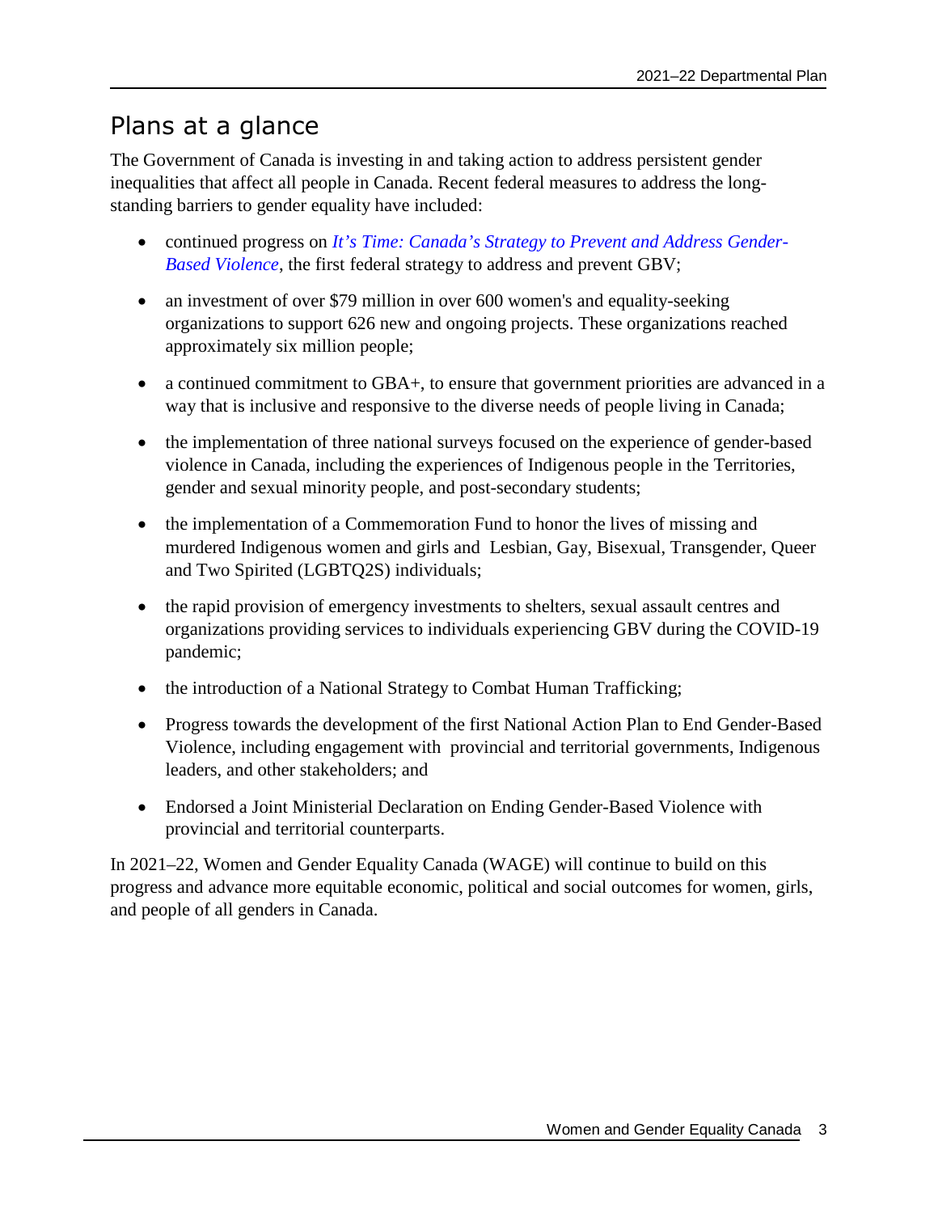## Plans at a glance

The Government of Canada is investing in and taking action to address persistent gender inequalities that affect all people in Canada. Recent federal measures to address the long-standing barriers to gender equality have included:

- continued progress on *It's Time: Canada's Strategy to Prevent and Address Gender-Based Violence*, the first federal strategy to address and prevent GBV;
- an investment of over $79 million in over 600 women's and equality-seeking organizations to support 626 new and ongoing projects. These organizations reached approximately six million people;
- a continued commitment to GBA+, to ensure that government priorities are advanced in a way that is inclusive and responsive to the diverse needs of people living in Canada;
- the implementation of three national surveys focused on the experience of gender-based violence in Canada, including the experiences of Indigenous people in the Territories, gender and sexual minority people, and post-secondary students;
- the implementation of a Commemoration Fund to honor the lives of missing and murdered Indigenous women and girls and Lesbian, Gay, Bisexual, Transgender, Queer and Two Spirited (LGBTQ2S) individuals;
- the rapid provision of emergency investments to shelters, sexual assault centres and organizations providing services to individuals experiencing GBV during the COVID-19 pandemic;
- the introduction of a National Strategy to Combat Human Trafficking;
- Progress towards the development of the first National Action Plan to End Gender-Based Violence, including engagement with provincial and territorial governments, Indigenous leaders, and other stakeholders; and
- Endorsed a Joint Ministerial Declaration on Ending Gender-Based Violence with provincial and territorial counterparts.

In 2021–22, Women and Gender Equality Canada (WAGE) will continue to build on this progress and advance more equitable economic, political and social outcomes for women, girls, and people of all genders in Canada.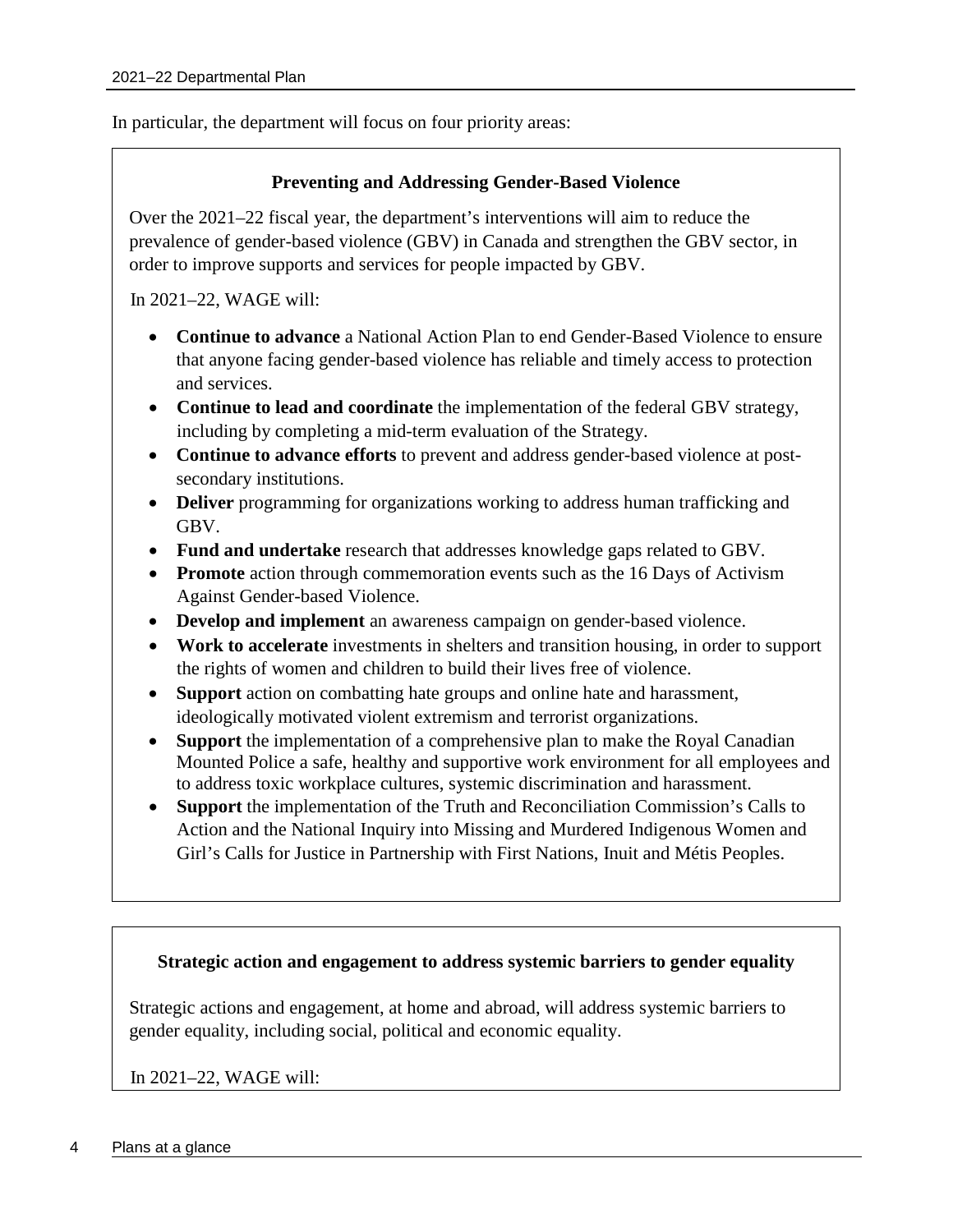In particular, the department will focus on four priority areas:

### Preventing and Addressing Gender-Based Violence

Over the 2021–22 fiscal year, the department's interventions will aim to reduce the prevalence of gender-based violence (GBV) in Canada and strengthen the GBV sector, in order to improve supports and services for people impacted by GBV.

In 2021–22, WAGE will:

- **Continue to advance** a National Action Plan to end Gender-Based Violence to ensure that anyone facing gender-based violence has reliable and timely access to protection and services.
- **Continue to lead and coordinate** the implementation of the federal GBV strategy, including by completing a mid-term evaluation of the Strategy.
- **Continue to advance efforts** to prevent and address gender-based violence at post-secondary institutions.
- **Deliver** programming for organizations working to address human trafficking and GBV.
- **Fund and undertake** research that addresses knowledge gaps related to GBV.
- **Promote** action through commemoration events such as the 16 Days of Activism Against Gender-based Violence.
- **Develop and implement** an awareness campaign on gender-based violence.
- **Work to accelerate** investments in shelters and transition housing, in order to support the rights of women and children to build their lives free of violence.
- **Support** action on combatting hate groups and online hate and harassment, ideologically motivated violent extremism and terrorist organizations.
- **Support** the implementation of a comprehensive plan to make the Royal Canadian Mounted Police a safe, healthy and supportive work environment for all employees and to address toxic workplace cultures, systemic discrimination and harassment.
- **Support** the implementation of the Truth and Reconciliation Commission's Calls to Action and the National Inquiry into Missing and Murdered Indigenous Women and Girl's Calls for Justice in Partnership with First Nations, Inuit and Métis Peoples.

### Strategic action and engagement to address systemic barriers to gender equality

Strategic actions and engagement, at home and abroad, will address systemic barriers to gender equality, including social, political and economic equality.

In 2021–22, WAGE will: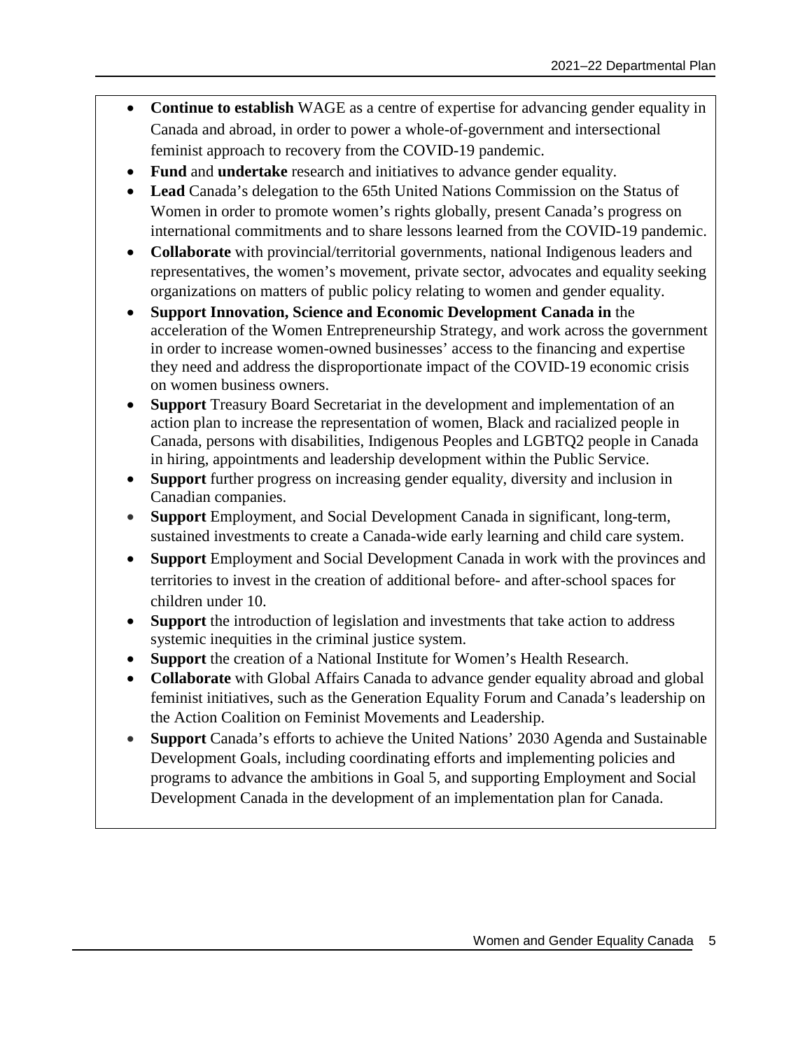- **Continue to establish** WAGE as a centre of expertise for advancing gender equality in Canada and abroad, in order to power a whole-of-government and intersectional feminist approach to recovery from the COVID-19 pandemic.
- **Fund** and **undertake** research and initiatives to advance gender equality.
- **Lead** Canada's delegation to the 65th United Nations Commission on the Status of Women in order to promote women's rights globally, present Canada's progress on international commitments and to share lessons learned from the COVID-19 pandemic.
- **Collaborate** with provincial/territorial governments, national Indigenous leaders and representatives, the women's movement, private sector, advocates and equality seeking organizations on matters of public policy relating to women and gender equality.
- **Support Innovation, Science and Economic Development Canada in** the acceleration of the Women Entrepreneurship Strategy, and work across the government in order to increase women-owned businesses' access to the financing and expertise they need and address the disproportionate impact of the COVID-19 economic crisis on women business owners.
- **Support** Treasury Board Secretariat in the development and implementation of an action plan to increase the representation of women, Black and racialized people in Canada, persons with disabilities, Indigenous Peoples and LGBTQ2 people in Canada in hiring, appointments and leadership development within the Public Service.
- **Support** further progress on increasing gender equality, diversity and inclusion in Canadian companies.
- **Support** Employment, and Social Development Canada in significant, long-term, sustained investments to create a Canada-wide early learning and child care system.
- **Support** Employment and Social Development Canada in work with the provinces and territories to invest in the creation of additional before- and after-school spaces for children under 10.
- **Support** the introduction of legislation and investments that take action to address systemic inequities in the criminal justice system.
- **Support** the creation of a National Institute for Women's Health Research.
- **Collaborate** with Global Affairs Canada to advance gender equality abroad and global feminist initiatives, such as the Generation Equality Forum and Canada's leadership on the Action Coalition on Feminist Movements and Leadership.
- **Support** Canada's efforts to achieve the United Nations' 2030 Agenda and Sustainable Development Goals, including coordinating efforts and implementing policies and programs to advance the ambitions in Goal 5, and supporting Employment and Social Development Canada in the development of an implementation plan for Canada.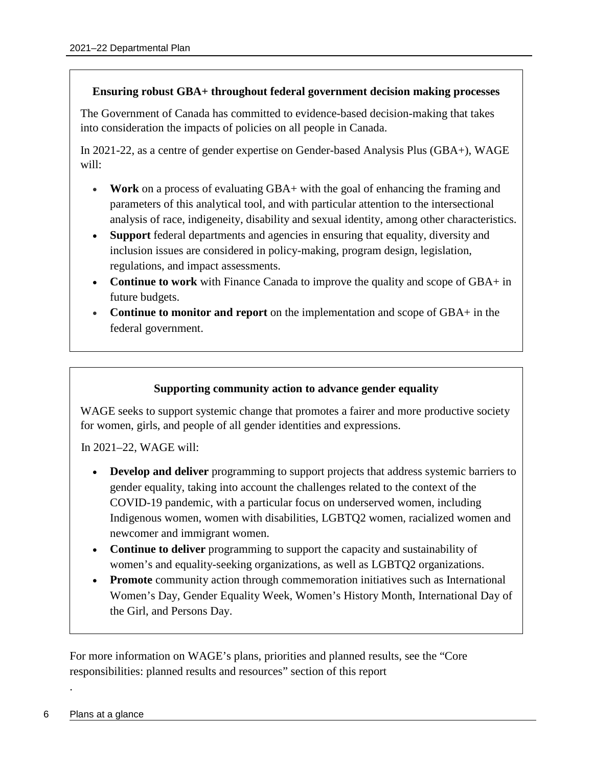### Ensuring robust GBA+ throughout federal government decision making processes

The Government of Canada has committed to evidence-based decision-making that takes into consideration the impacts of policies on all people in Canada.

In 2021-22, as a centre of gender expertise on Gender-based Analysis Plus (GBA+), WAGE will:

- **Work** on a process of evaluating GBA+ with the goal of enhancing the framing and parameters of this analytical tool, and with particular attention to the intersectional analysis of race, indigeneity, disability and sexual identity, among other characteristics.
- **Support** federal departments and agencies in ensuring that equality, diversity and inclusion issues are considered in policy-making, program design, legislation, regulations, and impact assessments.
- **Continue to work** with Finance Canada to improve the quality and scope of GBA+ in future budgets.
- **Continue to monitor and report** on the implementation and scope of GBA+ in the federal government.

### Supporting community action to advance gender equality

WAGE seeks to support systemic change that promotes a fairer and more productive society for women, girls, and people of all gender identities and expressions.

In 2021–22, WAGE will:

- **Develop and deliver** programming to support projects that address systemic barriers to gender equality, taking into account the challenges related to the context of the COVID-19 pandemic, with a particular focus on underserved women, including Indigenous women, women with disabilities, LGBTQ2 women, racialized women and newcomer and immigrant women.
- **Continue to deliver** programming to support the capacity and sustainability of women's and equality-seeking organizations, as well as LGBTQ2 organizations.
- **Promote** community action through commemoration initiatives such as International Women's Day, Gender Equality Week, Women's History Month, International Day of the Girl, and Persons Day.

For more information on WAGE's plans, priorities and planned results, see the "Core responsibilities: planned results and resources" section of this report

.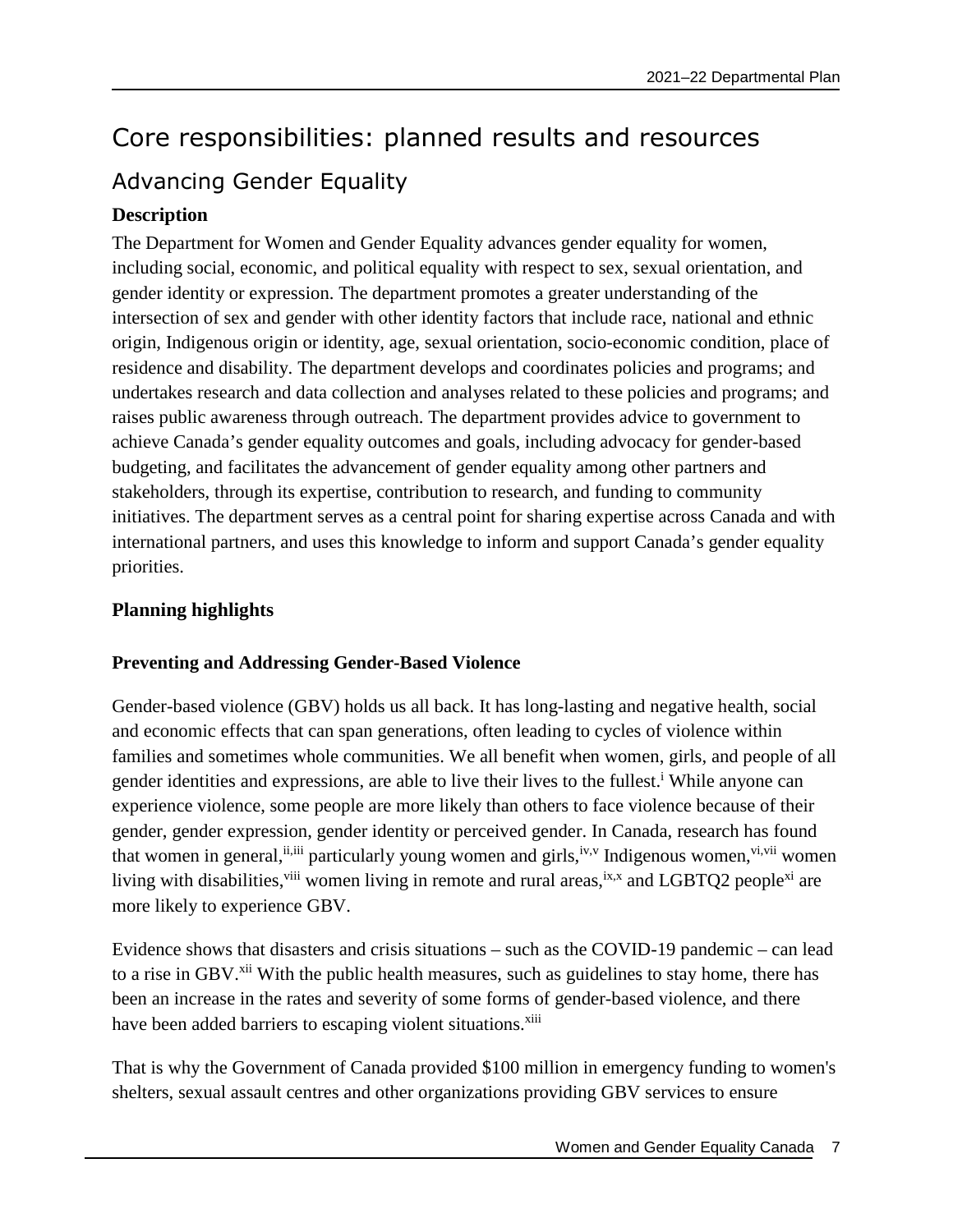# Core responsibilities: planned results and resources

## Advancing Gender Equality

### Description

The Department for Women and Gender Equality advances gender equality for women, including social, economic, and political equality with respect to sex, sexual orientation, and gender identity or expression. The department promotes a greater understanding of the intersection of sex and gender with other identity factors that include race, national and ethnic origin, Indigenous origin or identity, age, sexual orientation, socio-economic condition, place of residence and disability. The department develops and coordinates policies and programs; and undertakes research and data collection and analyses related to these policies and programs; and raises public awareness through outreach. The department provides advice to government to achieve Canada's gender equality outcomes and goals, including advocacy for gender-based budgeting, and facilitates the advancement of gender equality among other partners and stakeholders, through its expertise, contribution to research, and funding to community initiatives. The department serves as a central point for sharing expertise across Canada and with international partners, and uses this knowledge to inform and support Canada's gender equality priorities.

### Planning highlights

#### Preventing and Addressing Gender-Based Violence

Gender-based violence (GBV) holds us all back. It has long-lasting and negative health, social and economic effects that can span generations, often leading to cycles of violence within families and sometimes whole communities. We all benefit when women, girls, and people of all gender identities and expressions, are able to live their lives to the fullest.[i] While anyone can experience violence, some people are more likely than others to face violence because of their gender, gender expression, gender identity or perceived gender. In Canada, research has found that women in general,[ii,iii] particularly young women and girls,[iv,v] Indigenous women,[vi,vii] women living with disabilities,[viii] women living in remote and rural areas,[ix,x] and LGBTQ2 people[xi] are more likely to experience GBV.

Evidence shows that disasters and crisis situations – such as the COVID-19 pandemic – can lead to a rise in GBV.[xii] With the public health measures, such as guidelines to stay home, there has been an increase in the rates and severity of some forms of gender-based violence, and there have been added barriers to escaping violent situations.[xiii]

That is why the Government of Canada provided $100 million in emergency funding to women's shelters, sexual assault centres and other organizations providing GBV services to ensure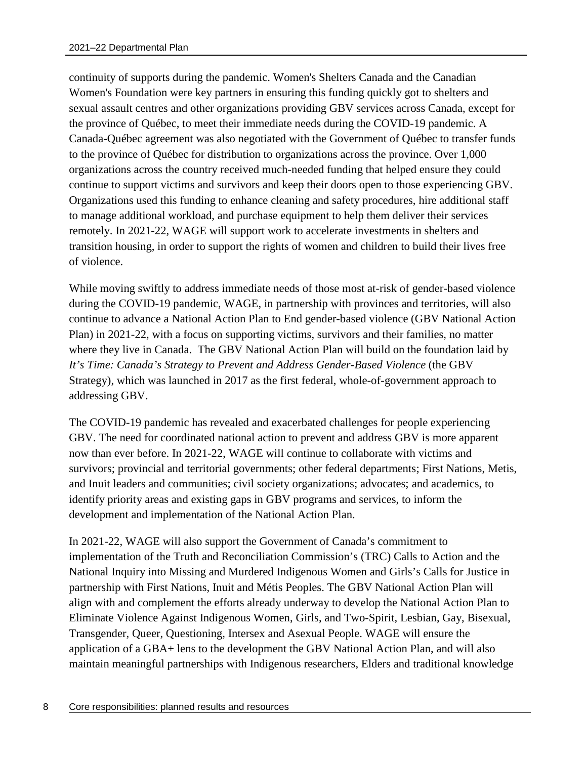continuity of supports during the pandemic. Women's Shelters Canada and the Canadian Women's Foundation were key partners in ensuring this funding quickly got to shelters and sexual assault centres and other organizations providing GBV services across Canada, except for the province of Québec, to meet their immediate needs during the COVID-19 pandemic. A Canada-Québec agreement was also negotiated with the Government of Québec to transfer funds to the province of Québec for distribution to organizations across the province. Over 1,000 organizations across the country received much-needed funding that helped ensure they could continue to support victims and survivors and keep their doors open to those experiencing GBV. Organizations used this funding to enhance cleaning and safety procedures, hire additional staff to manage additional workload, and purchase equipment to help them deliver their services remotely. In 2021-22, WAGE will support work to accelerate investments in shelters and transition housing, in order to support the rights of women and children to build their lives free of violence.

While moving swiftly to address immediate needs of those most at-risk of gender-based violence during the COVID-19 pandemic, WAGE, in partnership with provinces and territories, will also continue to advance a National Action Plan to End gender-based violence (GBV National Action Plan) in 2021-22, with a focus on supporting victims, survivors and their families, no matter where they live in Canada. The GBV National Action Plan will build on the foundation laid by *It's Time: Canada's Strategy to Prevent and Address Gender-Based Violence* (the GBV Strategy), which was launched in 2017 as the first federal, whole-of-government approach to addressing GBV.

The COVID-19 pandemic has revealed and exacerbated challenges for people experiencing GBV. The need for coordinated national action to prevent and address GBV is more apparent now than ever before. In 2021-22, WAGE will continue to collaborate with victims and survivors; provincial and territorial governments; other federal departments; First Nations, Metis, and Inuit leaders and communities; civil society organizations; advocates; and academics, to identify priority areas and existing gaps in GBV programs and services, to inform the development and implementation of the National Action Plan.

In 2021-22, WAGE will also support the Government of Canada's commitment to implementation of the Truth and Reconciliation Commission's (TRC) Calls to Action and the National Inquiry into Missing and Murdered Indigenous Women and Girls's Calls for Justice in partnership with First Nations, Inuit and Métis Peoples. The GBV National Action Plan will align with and complement the efforts already underway to develop the National Action Plan to Eliminate Violence Against Indigenous Women, Girls, and Two-Spirit, Lesbian, Gay, Bisexual, Transgender, Queer, Questioning, Intersex and Asexual People. WAGE will ensure the application of a GBA+ lens to the development the GBV National Action Plan, and will also maintain meaningful partnerships with Indigenous researchers, Elders and traditional knowledge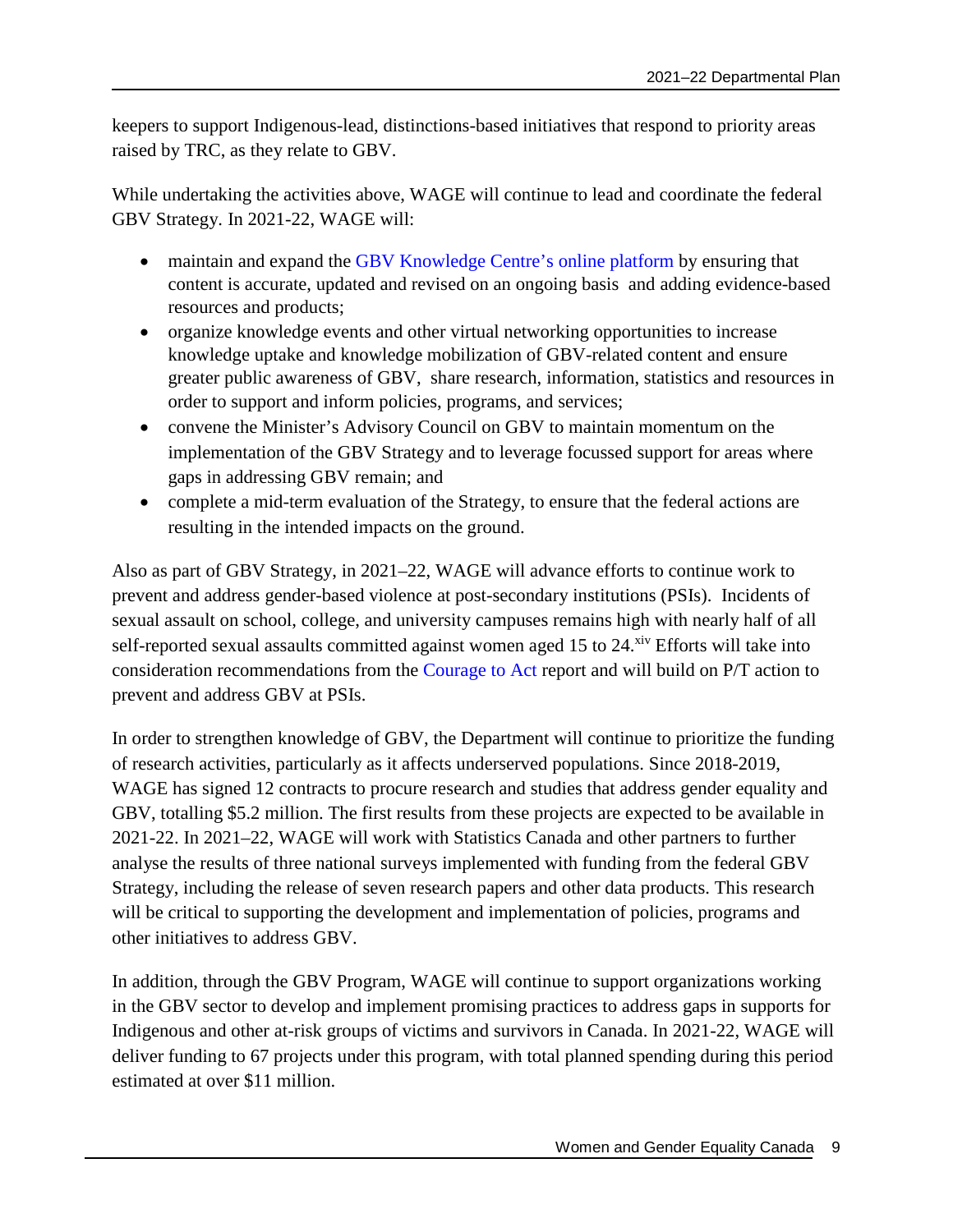keepers to support Indigenous-lead, distinctions-based initiatives that respond to priority areas raised by TRC, as they relate to GBV.

While undertaking the activities above, WAGE will continue to lead and coordinate the federal GBV Strategy. In 2021-22, WAGE will:

- maintain and expand the GBV Knowledge Centre's online platform by ensuring that content is accurate, updated and revised on an ongoing basis and adding evidence-based resources and products;
- organize knowledge events and other virtual networking opportunities to increase knowledge uptake and knowledge mobilization of GBV-related content and ensure greater public awareness of GBV, share research, information, statistics and resources in order to support and inform policies, programs, and services;
- convene the Minister's Advisory Council on GBV to maintain momentum on the implementation of the GBV Strategy and to leverage focussed support for areas where gaps in addressing GBV remain; and
- complete a mid-term evaluation of the Strategy, to ensure that the federal actions are resulting in the intended impacts on the ground.

Also as part of GBV Strategy, in 2021–22, WAGE will advance efforts to continue work to prevent and address gender-based violence at post-secondary institutions (PSIs). Incidents of sexual assault on school, college, and university campuses remains high with nearly half of all self-reported sexual assaults committed against women aged 15 to 24.[xiv] Efforts will take into consideration recommendations from the Courage to Act report and will build on P/T action to prevent and address GBV at PSIs.

In order to strengthen knowledge of GBV, the Department will continue to prioritize the funding of research activities, particularly as it affects underserved populations. Since 2018-2019, WAGE has signed 12 contracts to procure research and studies that address gender equality and GBV, totalling $5.2 million. The first results from these projects are expected to be available in 2021-22. In 2021–22, WAGE will work with Statistics Canada and other partners to further analyse the results of three national surveys implemented with funding from the federal GBV Strategy, including the release of seven research papers and other data products. This research will be critical to supporting the development and implementation of policies, programs and other initiatives to address GBV.

In addition, through the GBV Program, WAGE will continue to support organizations working in the GBV sector to develop and implement promising practices to address gaps in supports for Indigenous and other at-risk groups of victims and survivors in Canada. In 2021-22, WAGE will deliver funding to 67 projects under this program, with total planned spending during this period estimated at over $11 million.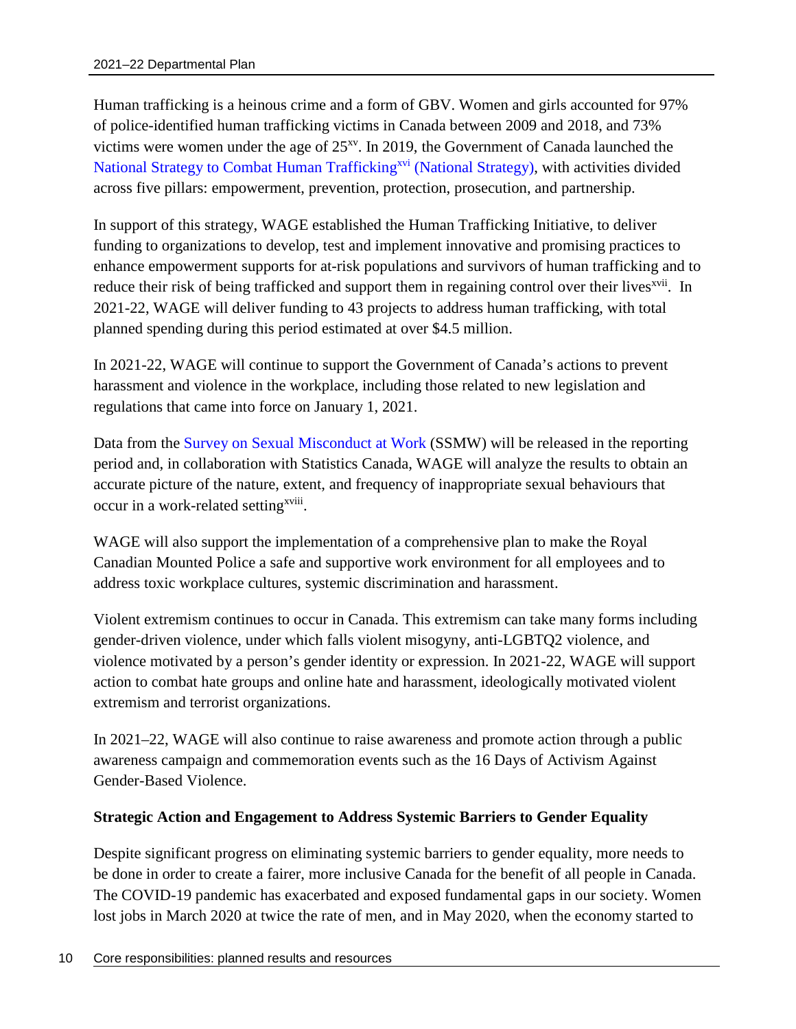Human trafficking is a heinous crime and a form of GBV. Women and girls accounted for 97% of police-identified human trafficking victims in Canada between 2009 and 2018, and 73% victims were women under the age of 25[xv]. In 2019, the Government of Canada launched the National Strategy to Combat Human Trafficking[xvi] (National Strategy), with activities divided across five pillars: empowerment, prevention, protection, prosecution, and partnership.

In support of this strategy, WAGE established the Human Trafficking Initiative, to deliver funding to organizations to develop, test and implement innovative and promising practices to enhance empowerment supports for at-risk populations and survivors of human trafficking and to reduce their risk of being trafficked and support them in regaining control over their lives[xvii]. In 2021-22, WAGE will deliver funding to 43 projects to address human trafficking, with total planned spending during this period estimated at over $4.5 million.

In 2021-22, WAGE will continue to support the Government of Canada's actions to prevent harassment and violence in the workplace, including those related to new legislation and regulations that came into force on January 1, 2021.

Data from the Survey on Sexual Misconduct at Work (SSMW) will be released in the reporting period and, in collaboration with Statistics Canada, WAGE will analyze the results to obtain an accurate picture of the nature, extent, and frequency of inappropriate sexual behaviours that occur in a work-related setting[xviii].

WAGE will also support the implementation of a comprehensive plan to make the Royal Canadian Mounted Police a safe and supportive work environment for all employees and to address toxic workplace cultures, systemic discrimination and harassment.

Violent extremism continues to occur in Canada. This extremism can take many forms including gender-driven violence, under which falls violent misogyny, anti-LGBTQ2 violence, and violence motivated by a person's gender identity or expression. In 2021-22, WAGE will support action to combat hate groups and online hate and harassment, ideologically motivated violent extremism and terrorist organizations.

In 2021–22, WAGE will also continue to raise awareness and promote action through a public awareness campaign and commemoration events such as the 16 Days of Activism Against Gender-Based Violence.

**Strategic Action and Engagement to Address Systemic Barriers to Gender Equality**

Despite significant progress on eliminating systemic barriers to gender equality, more needs to be done in order to create a fairer, more inclusive Canada for the benefit of all people in Canada. The COVID-19 pandemic has exacerbated and exposed fundamental gaps in our society. Women lost jobs in March 2020 at twice the rate of men, and in May 2020, when the economy started to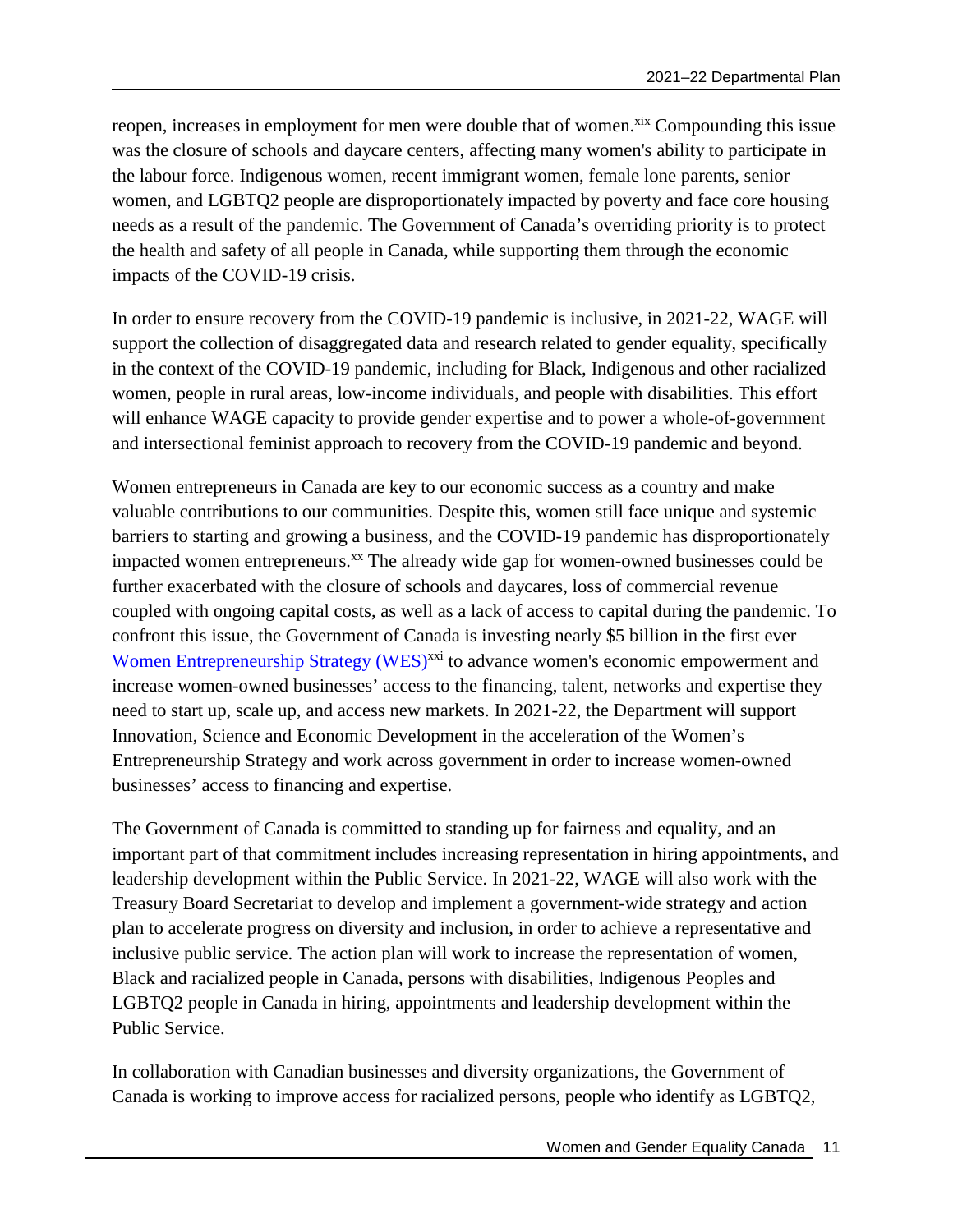reopen, increases in employment for men were double that of women.[xix] Compounding this issue was the closure of schools and daycare centers, affecting many women's ability to participate in the labour force. Indigenous women, recent immigrant women, female lone parents, senior women, and LGBTQ2 people are disproportionately impacted by poverty and face core housing needs as a result of the pandemic. The Government of Canada's overriding priority is to protect the health and safety of all people in Canada, while supporting them through the economic impacts of the COVID-19 crisis.

In order to ensure recovery from the COVID-19 pandemic is inclusive, in 2021-22, WAGE will support the collection of disaggregated data and research related to gender equality, specifically in the context of the COVID-19 pandemic, including for Black, Indigenous and other racialized women, people in rural areas, low-income individuals, and people with disabilities. This effort will enhance WAGE capacity to provide gender expertise and to power a whole-of-government and intersectional feminist approach to recovery from the COVID-19 pandemic and beyond.

Women entrepreneurs in Canada are key to our economic success as a country and make valuable contributions to our communities. Despite this, women still face unique and systemic barriers to starting and growing a business, and the COVID-19 pandemic has disproportionately impacted women entrepreneurs.[xx] The already wide gap for women-owned businesses could be further exacerbated with the closure of schools and daycares, loss of commercial revenue coupled with ongoing capital costs, as well as a lack of access to capital during the pandemic. To confront this issue, the Government of Canada is investing nearly $5 billion in the first ever Women Entrepreneurship Strategy (WES)[xxi] to advance women's economic empowerment and increase women-owned businesses' access to the financing, talent, networks and expertise they need to start up, scale up, and access new markets. In 2021-22, the Department will support Innovation, Science and Economic Development in the acceleration of the Women's Entrepreneurship Strategy and work across government in order to increase women-owned businesses' access to financing and expertise.

The Government of Canada is committed to standing up for fairness and equality, and an important part of that commitment includes increasing representation in hiring appointments, and leadership development within the Public Service. In 2021-22, WAGE will also work with the Treasury Board Secretariat to develop and implement a government-wide strategy and action plan to accelerate progress on diversity and inclusion, in order to achieve a representative and inclusive public service. The action plan will work to increase the representation of women, Black and racialized people in Canada, persons with disabilities, Indigenous Peoples and LGBTQ2 people in Canada in hiring, appointments and leadership development within the Public Service.

In collaboration with Canadian businesses and diversity organizations, the Government of Canada is working to improve access for racialized persons, people who identify as LGBTQ2,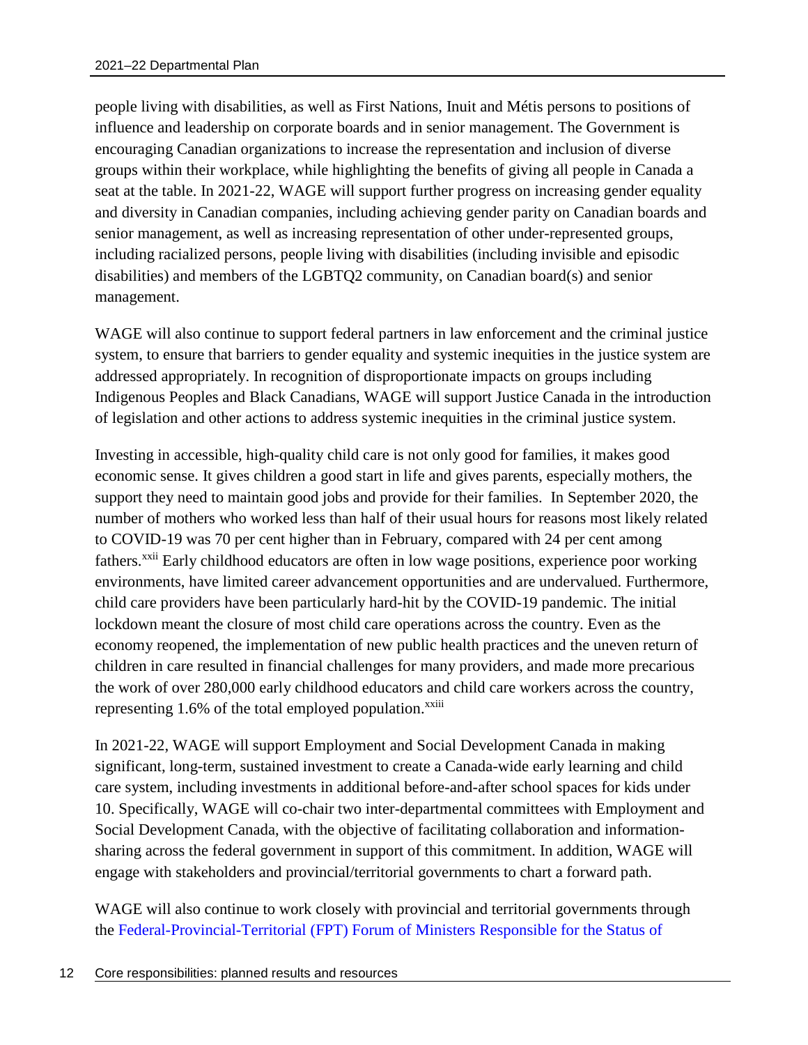people living with disabilities, as well as First Nations, Inuit and Métis persons to positions of influence and leadership on corporate boards and in senior management. The Government is encouraging Canadian organizations to increase the representation and inclusion of diverse groups within their workplace, while highlighting the benefits of giving all people in Canada a seat at the table. In 2021-22, WAGE will support further progress on increasing gender equality and diversity in Canadian companies, including achieving gender parity on Canadian boards and senior management, as well as increasing representation of other under-represented groups, including racialized persons, people living with disabilities (including invisible and episodic disabilities) and members of the LGBTQ2 community, on Canadian board(s) and senior management.

WAGE will also continue to support federal partners in law enforcement and the criminal justice system, to ensure that barriers to gender equality and systemic inequities in the justice system are addressed appropriately. In recognition of disproportionate impacts on groups including Indigenous Peoples and Black Canadians, WAGE will support Justice Canada in the introduction of legislation and other actions to address systemic inequities in the criminal justice system.

Investing in accessible, high-quality child care is not only good for families, it makes good economic sense. It gives children a good start in life and gives parents, especially mothers, the support they need to maintain good jobs and provide for their families. In September 2020, the number of mothers who worked less than half of their usual hours for reasons most likely related to COVID-19 was 70 per cent higher than in February, compared with 24 per cent among fathers.[xxii] Early childhood educators are often in low wage positions, experience poor working environments, have limited career advancement opportunities and are undervalued. Furthermore, child care providers have been particularly hard-hit by the COVID-19 pandemic. The initial lockdown meant the closure of most child care operations across the country. Even as the economy reopened, the implementation of new public health practices and the uneven return of children in care resulted in financial challenges for many providers, and made more precarious the work of over 280,000 early childhood educators and child care workers across the country, representing 1.6% of the total employed population.[xxiii]

In 2021-22, WAGE will support Employment and Social Development Canada in making significant, long-term, sustained investment to create a Canada-wide early learning and child care system, including investments in additional before-and-after school spaces for kids under 10. Specifically, WAGE will co-chair two inter-departmental committees with Employment and Social Development Canada, with the objective of facilitating collaboration and information-sharing across the federal government in support of this commitment. In addition, WAGE will engage with stakeholders and provincial/territorial governments to chart a forward path.

WAGE will also continue to work closely with provincial and territorial governments through the Federal-Provincial-Territorial (FPT) Forum of Ministers Responsible for the Status of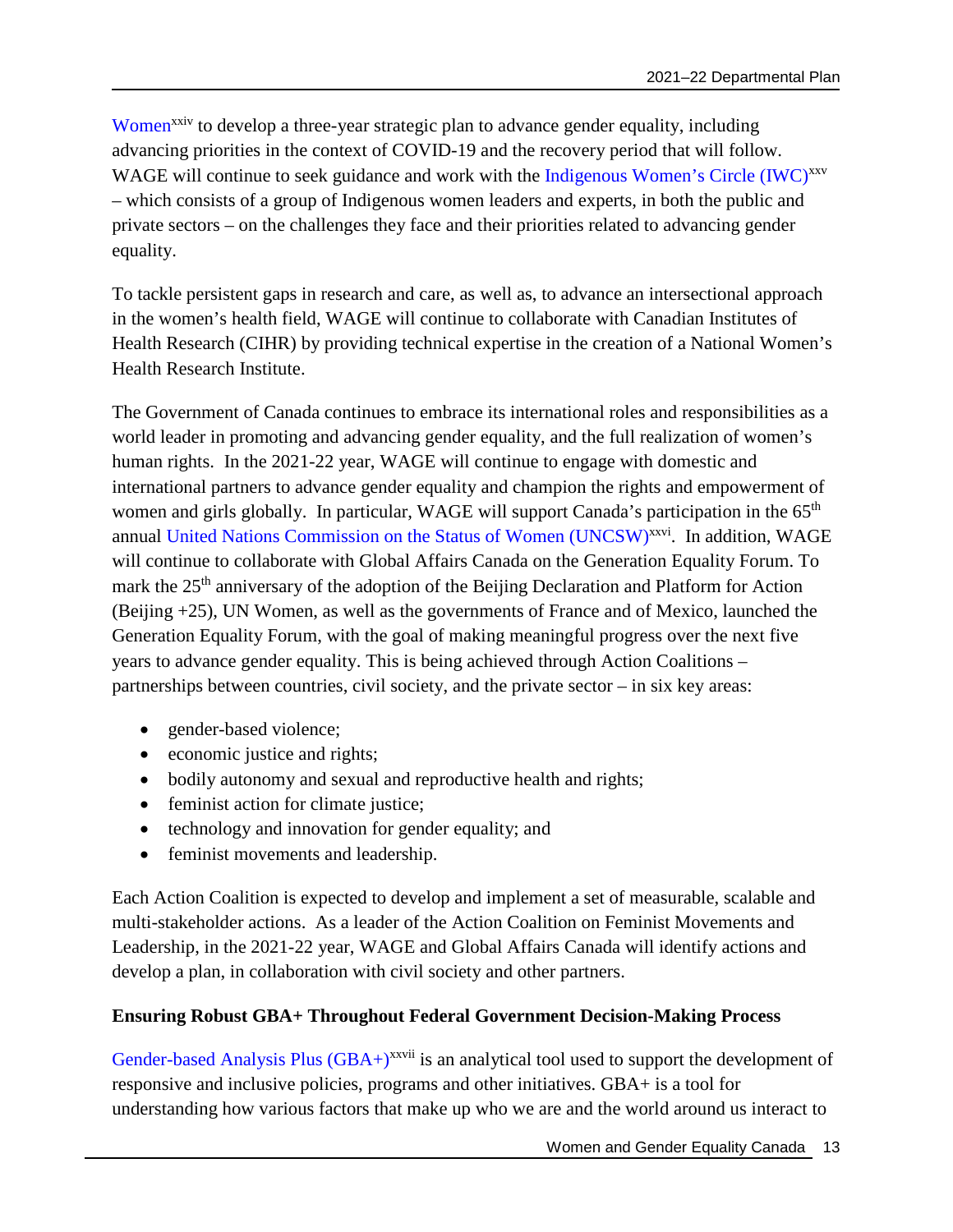Women[xxiv] to develop a three-year strategic plan to advance gender equality, including advancing priorities in the context of COVID-19 and the recovery period that will follow. WAGE will continue to seek guidance and work with the Indigenous Women's Circle (IWC)[xxv] – which consists of a group of Indigenous women leaders and experts, in both the public and private sectors – on the challenges they face and their priorities related to advancing gender equality.

To tackle persistent gaps in research and care, as well as, to advance an intersectional approach in the women's health field, WAGE will continue to collaborate with Canadian Institutes of Health Research (CIHR) by providing technical expertise in the creation of a National Women's Health Research Institute.

The Government of Canada continues to embrace its international roles and responsibilities as a world leader in promoting and advancing gender equality, and the full realization of women's human rights. In the 2021-22 year, WAGE will continue to engage with domestic and international partners to advance gender equality and champion the rights and empowerment of women and girls globally. In particular, WAGE will support Canada's participation in the 65th annual United Nations Commission on the Status of Women (UNCSW)[xxvi]. In addition, WAGE will continue to collaborate with Global Affairs Canada on the Generation Equality Forum. To mark the 25th anniversary of the adoption of the Beijing Declaration and Platform for Action (Beijing +25), UN Women, as well as the governments of France and of Mexico, launched the Generation Equality Forum, with the goal of making meaningful progress over the next five years to advance gender equality. This is being achieved through Action Coalitions – partnerships between countries, civil society, and the private sector – in six key areas:

- gender-based violence;
- economic justice and rights;
- bodily autonomy and sexual and reproductive health and rights;
- feminist action for climate justice;
- technology and innovation for gender equality; and
- feminist movements and leadership.

Each Action Coalition is expected to develop and implement a set of measurable, scalable and multi-stakeholder actions. As a leader of the Action Coalition on Feminist Movements and Leadership, in the 2021-22 year, WAGE and Global Affairs Canada will identify actions and develop a plan, in collaboration with civil society and other partners.

**Ensuring Robust GBA+ Throughout Federal Government Decision-Making Process**

Gender-based Analysis Plus (GBA+)[xxvii] is an analytical tool used to support the development of responsive and inclusive policies, programs and other initiatives. GBA+ is a tool for understanding how various factors that make up who we are and the world around us interact to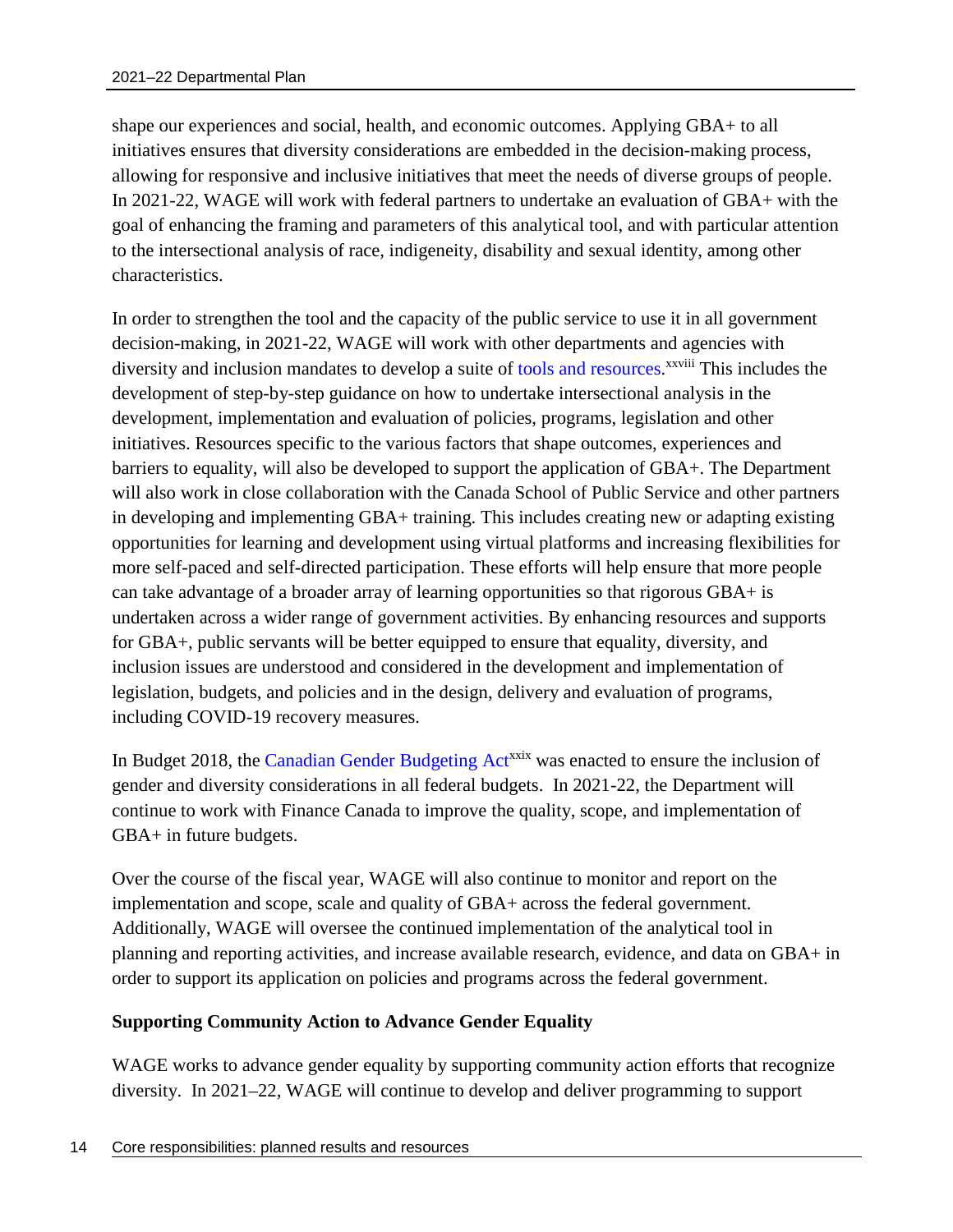shape our experiences and social, health, and economic outcomes. Applying GBA+ to all initiatives ensures that diversity considerations are embedded in the decision-making process, allowing for responsive and inclusive initiatives that meet the needs of diverse groups of people. In 2021-22, WAGE will work with federal partners to undertake an evaluation of GBA+ with the goal of enhancing the framing and parameters of this analytical tool, and with particular attention to the intersectional analysis of race, indigeneity, disability and sexual identity, among other characteristics.

In order to strengthen the tool and the capacity of the public service to use it in all government decision-making, in 2021-22, WAGE will work with other departments and agencies with diversity and inclusion mandates to develop a suite of tools and resources.[xxviii] This includes the development of step-by-step guidance on how to undertake intersectional analysis in the development, implementation and evaluation of policies, programs, legislation and other initiatives. Resources specific to the various factors that shape outcomes, experiences and barriers to equality, will also be developed to support the application of GBA+. The Department will also work in close collaboration with the Canada School of Public Service and other partners in developing and implementing GBA+ training. This includes creating new or adapting existing opportunities for learning and development using virtual platforms and increasing flexibilities for more self-paced and self-directed participation. These efforts will help ensure that more people can take advantage of a broader array of learning opportunities so that rigorous GBA+ is undertaken across a wider range of government activities. By enhancing resources and supports for GBA+, public servants will be better equipped to ensure that equality, diversity, and inclusion issues are understood and considered in the development and implementation of legislation, budgets, and policies and in the design, delivery and evaluation of programs, including COVID-19 recovery measures.

In Budget 2018, the Canadian Gender Budgeting Act[xxix] was enacted to ensure the inclusion of gender and diversity considerations in all federal budgets. In 2021-22, the Department will continue to work with Finance Canada to improve the quality, scope, and implementation of GBA+ in future budgets.

Over the course of the fiscal year, WAGE will also continue to monitor and report on the implementation and scope, scale and quality of GBA+ across the federal government. Additionally, WAGE will oversee the continued implementation of the analytical tool in planning and reporting activities, and increase available research, evidence, and data on GBA+ in order to support its application on policies and programs across the federal government.

**Supporting Community Action to Advance Gender Equality**

WAGE works to advance gender equality by supporting community action efforts that recognize diversity. In 2021–22, WAGE will continue to develop and deliver programming to support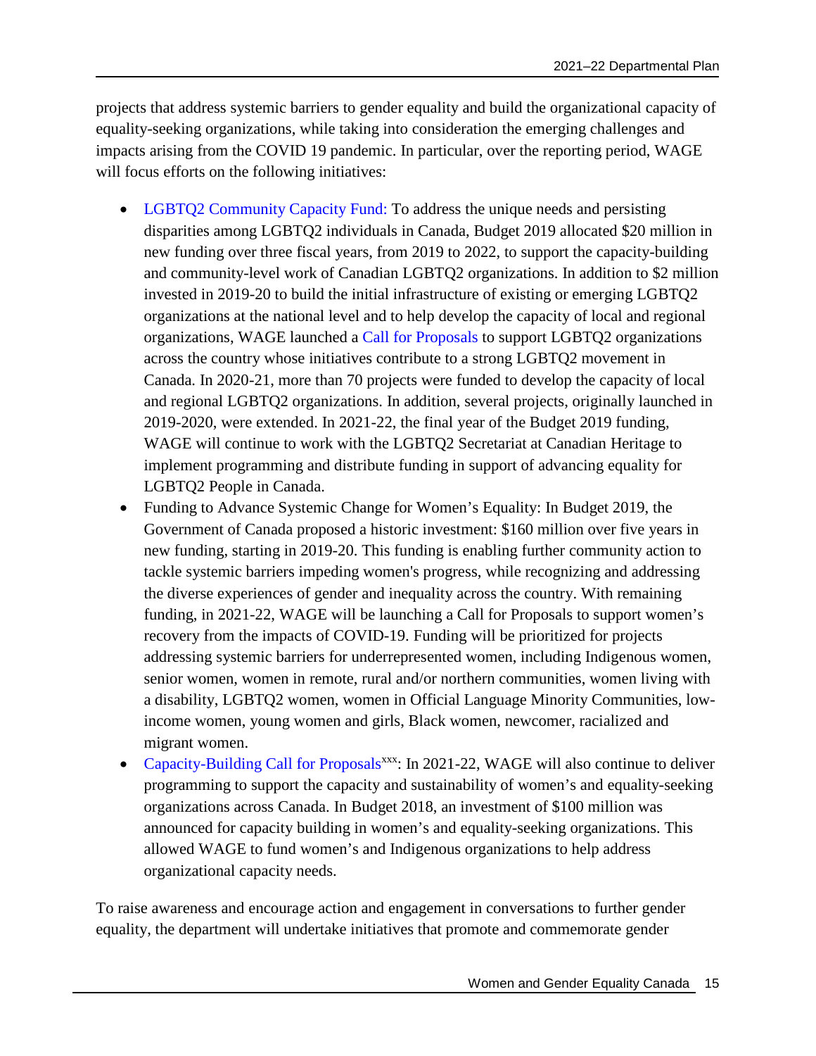projects that address systemic barriers to gender equality and build the organizational capacity of equality-seeking organizations, while taking into consideration the emerging challenges and impacts arising from the COVID 19 pandemic. In particular, over the reporting period, WAGE will focus efforts on the following initiatives:

- LGBTQ2 Community Capacity Fund: To address the unique needs and persisting disparities among LGBTQ2 individuals in Canada, Budget 2019 allocated $20 million in new funding over three fiscal years, from 2019 to 2022, to support the capacity-building and community-level work of Canadian LGBTQ2 organizations. In addition to $2 million invested in 2019-20 to build the initial infrastructure of existing or emerging LGBTQ2 organizations at the national level and to help develop the capacity of local and regional organizations, WAGE launched a Call for Proposals to support LGBTQ2 organizations across the country whose initiatives contribute to a strong LGBTQ2 movement in Canada. In 2020-21, more than 70 projects were funded to develop the capacity of local and regional LGBTQ2 organizations. In addition, several projects, originally launched in 2019-2020, were extended. In 2021-22, the final year of the Budget 2019 funding, WAGE will continue to work with the LGBTQ2 Secretariat at Canadian Heritage to implement programming and distribute funding in support of advancing equality for LGBTQ2 People in Canada.
- Funding to Advance Systemic Change for Women's Equality: In Budget 2019, the Government of Canada proposed a historic investment: $160 million over five years in new funding, starting in 2019-20. This funding is enabling further community action to tackle systemic barriers impeding women's progress, while recognizing and addressing the diverse experiences of gender and inequality across the country. With remaining funding, in 2021-22, WAGE will be launching a Call for Proposals to support women's recovery from the impacts of COVID-19. Funding will be prioritized for projects addressing systemic barriers for underrepresented women, including Indigenous women, senior women, women in remote, rural and/or northern communities, women living with a disability, LGBTQ2 women, women in Official Language Minority Communities, low-income women, young women and girls, Black women, newcomer, racialized and migrant women.
- Capacity-Building Call for Proposals[xxx]: In 2021-22, WAGE will also continue to deliver programming to support the capacity and sustainability of women's and equality-seeking organizations across Canada. In Budget 2018, an investment of $100 million was announced for capacity building in women's and equality-seeking organizations. This allowed WAGE to fund women's and Indigenous organizations to help address organizational capacity needs.

To raise awareness and encourage action and engagement in conversations to further gender equality, the department will undertake initiatives that promote and commemorate gender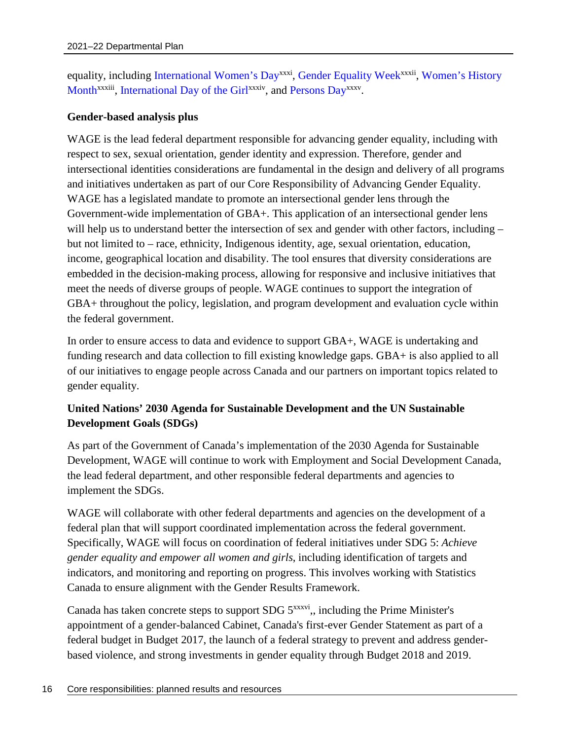equality, including International Women's Day[xxxi], Gender Equality Week[xxxii], Women's History Month[xxxiii], International Day of the Girl[xxxiv], and Persons Day[xxxv].

**Gender-based analysis plus**

WAGE is the lead federal department responsible for advancing gender equality, including with respect to sex, sexual orientation, gender identity and expression. Therefore, gender and intersectional identities considerations are fundamental in the design and delivery of all programs and initiatives undertaken as part of our Core Responsibility of Advancing Gender Equality. WAGE has a legislated mandate to promote an intersectional gender lens through the Government-wide implementation of GBA+. This application of an intersectional gender lens will help us to understand better the intersection of sex and gender with other factors, including – but not limited to – race, ethnicity, Indigenous identity, age, sexual orientation, education, income, geographical location and disability. The tool ensures that diversity considerations are embedded in the decision-making process, allowing for responsive and inclusive initiatives that meet the needs of diverse groups of people. WAGE continues to support the integration of GBA+ throughout the policy, legislation, and program development and evaluation cycle within the federal government.

In order to ensure access to data and evidence to support GBA+, WAGE is undertaking and funding research and data collection to fill existing knowledge gaps. GBA+ is also applied to all of our initiatives to engage people across Canada and our partners on important topics related to gender equality.

**United Nations' 2030 Agenda for Sustainable Development and the UN Sustainable Development Goals (SDGs)**

As part of the Government of Canada's implementation of the 2030 Agenda for Sustainable Development, WAGE will continue to work with Employment and Social Development Canada, the lead federal department, and other responsible federal departments and agencies to implement the SDGs.

WAGE will collaborate with other federal departments and agencies on the development of a federal plan that will support coordinated implementation across the federal government. Specifically, WAGE will focus on coordination of federal initiatives under SDG 5: *Achieve gender equality and empower all women and girls*, including identification of targets and indicators, and monitoring and reporting on progress. This involves working with Statistics Canada to ensure alignment with the Gender Results Framework.

Canada has taken concrete steps to support SDG 5[xxxvi],, including the Prime Minister's appointment of a gender-balanced Cabinet, Canada's first-ever Gender Statement as part of a federal budget in Budget 2017, the launch of a federal strategy to prevent and address gender-based violence, and strong investments in gender equality through Budget 2018 and 2019.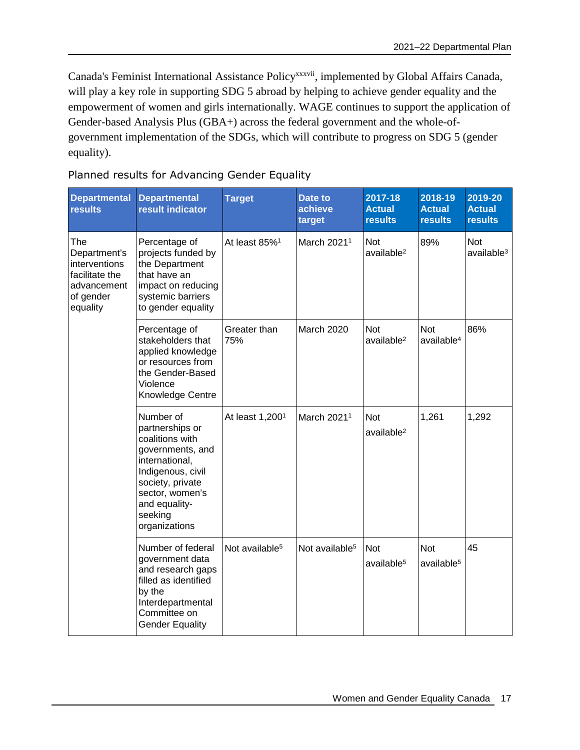Canada's Feminist International Assistance Policy[xxxvii], implemented by Global Affairs Canada, will play a key role in supporting SDG 5 abroad by helping to achieve gender equality and the empowerment of women and girls internationally. WAGE continues to support the application of Gender-based Analysis Plus (GBA+) across the federal government and the whole-of-government implementation of the SDGs, which will contribute to progress on SDG 5 (gender equality).

Planned results for Advancing Gender Equality

| Departmental results | Departmental result indicator | Target | Date to achieve target | 2017-18 Actual results | 2018-19 Actual results | 2019-20 Actual results |
|---|---|---|---|---|---|---|
| The Department's interventions facilitate the advancement of gender equality | Percentage of projects funded by the Department that have an impact on reducing systemic barriers to gender equality | At least 85%[1] | March 2021[1] | Not available[2] | 89% | Not available[3] |
| | Percentage of stakeholders that applied knowledge or resources from the Gender-Based Violence Knowledge Centre | Greater than 75% | March 2020 | Not available[2] | Not available[4] | 86% |
| | Number of partnerships or coalitions with governments, and international, Indigenous, civil society, private sector, women's and equality-seeking organizations | At least 1,200[1] | March 2021[1] | Not available[2] | 1,261 | 1,292 |
| | Number of federal government data and research gaps filled as identified by the Interdepartmental Committee on Gender Equality | Not available[5] | Not available[5] | Not available[5] | Not available[5] | 45 |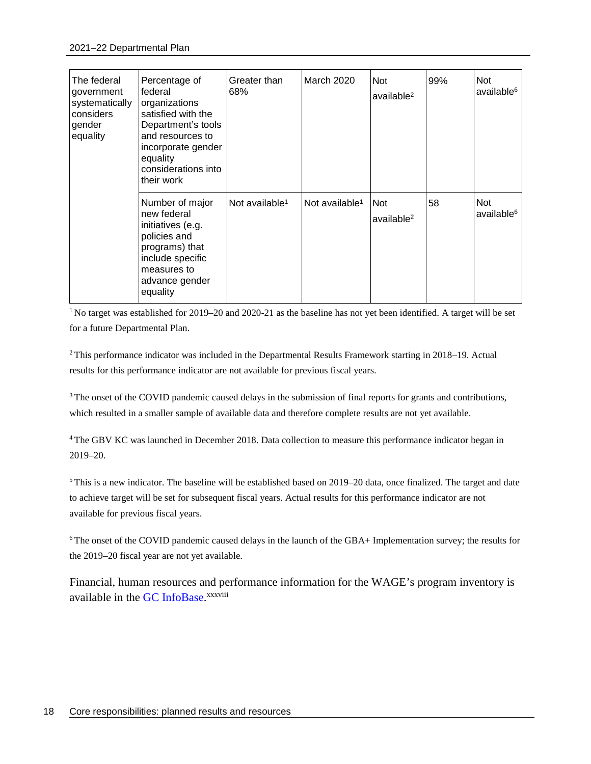| The federal government systematically considers gender equality | Percentage of federal organizations satisfied with the Department's tools and resources to incorporate gender equality considerations into their work | Greater than 68% | March 2020 | Not available[2] | 99% | Not available[6] |
|---|---|---|---|---|---|---|
| | Number of major new federal initiatives (e.g. policies and programs) that include specific measures to advance gender equality | Not available[1] | Not available[1] | Not available[2] | 58 | Not available[6] |

[1] No target was established for 2019–20 and 2020-21 as the baseline has not yet been identified. A target will be set for a future Departmental Plan.

[2] This performance indicator was included in the Departmental Results Framework starting in 2018–19. Actual results for this performance indicator are not available for previous fiscal years.

[3] The onset of the COVID pandemic caused delays in the submission of final reports for grants and contributions, which resulted in a smaller sample of available data and therefore complete results are not yet available.

[4] The GBV KC was launched in December 2018. Data collection to measure this performance indicator began in 2019–20.

[5] This is a new indicator. The baseline will be established based on 2019–20 data, once finalized. The target and date to achieve target will be set for subsequent fiscal years. Actual results for this performance indicator are not available for previous fiscal years.

[6] The onset of the COVID pandemic caused delays in the launch of the GBA+ Implementation survey; the results for the 2019–20 fiscal year are not yet available.

Financial, human resources and performance information for the WAGE's program inventory is available in the GC InfoBase.[xxxviii]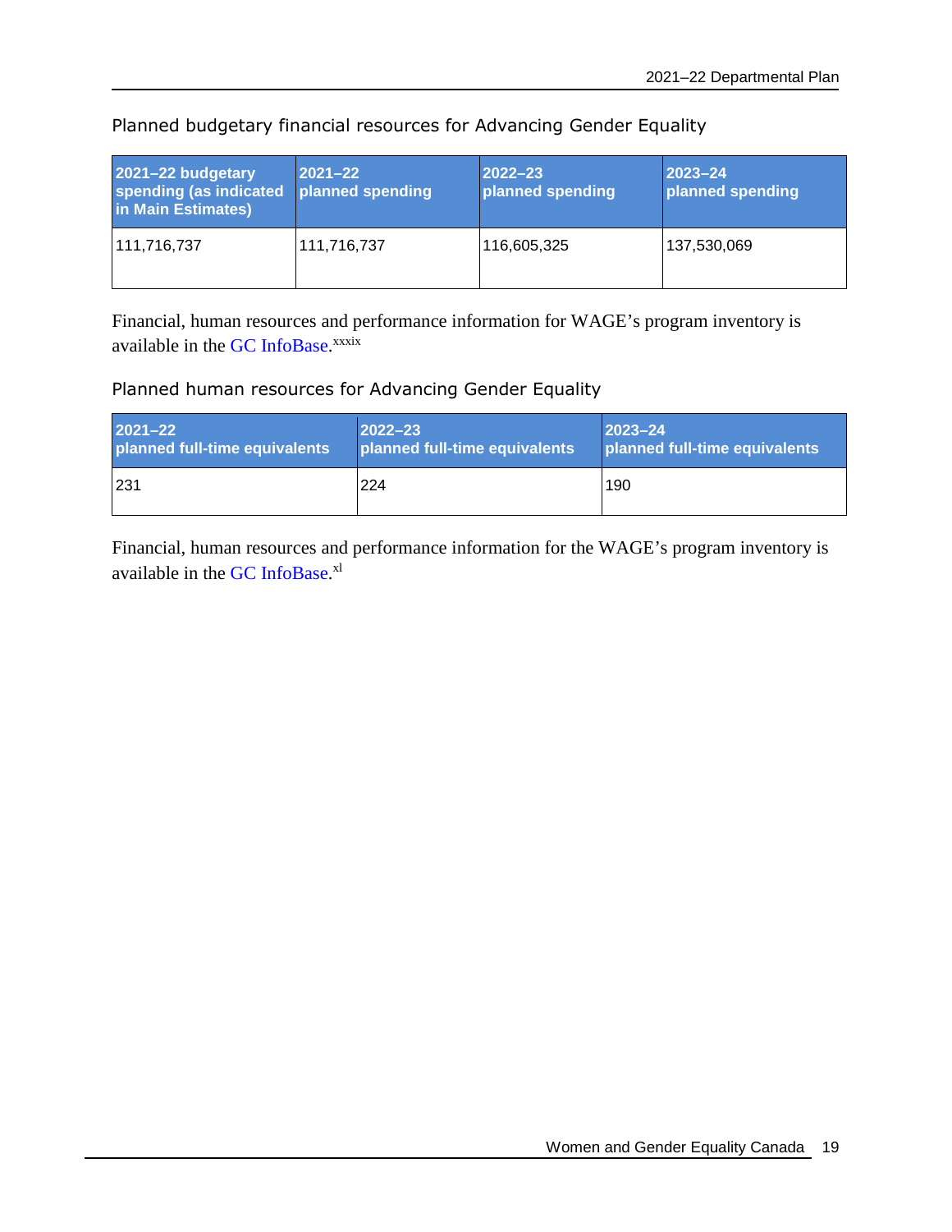Planned budgetary financial resources for Advancing Gender Equality

| 2021–22 budgetary spending (as indicated in Main Estimates) | 2021–22 planned spending | 2022–23 planned spending | 2023–24 planned spending |
|---|---|---|---|
| 111,716,737 | 111,716,737 | 116,605,325 | 137,530,069 |

Financial, human resources and performance information for WAGE's program inventory is available in the GC InfoBase.[xxxix]

Planned human resources for Advancing Gender Equality

| 2021–22 planned full-time equivalents | 2022–23 planned full-time equivalents | 2023–24 planned full-time equivalents |
|---|---|---|
| 231 | 224 | 190 |

Financial, human resources and performance information for the WAGE's program inventory is available in the GC InfoBase.[xl]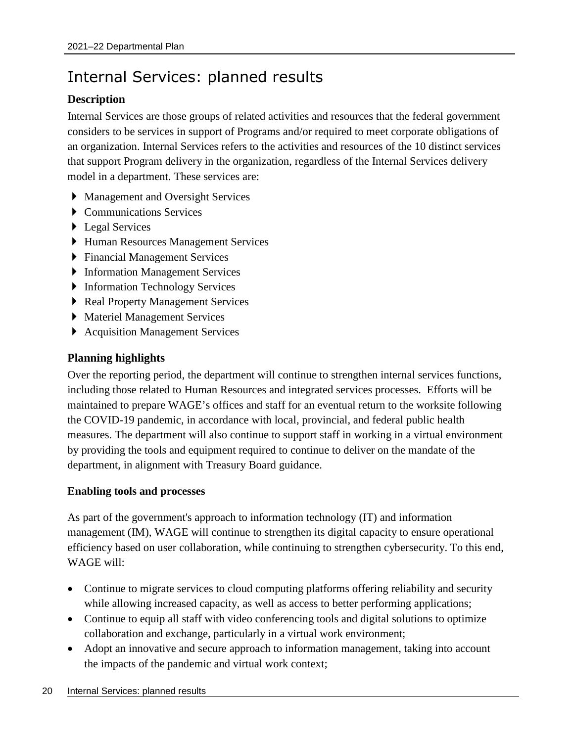# Internal Services: planned results

### Description

Internal Services are those groups of related activities and resources that the federal government considers to be services in support of Programs and/or required to meet corporate obligations of an organization. Internal Services refers to the activities and resources of the 10 distinct services that support Program delivery in the organization, regardless of the Internal Services delivery model in a department. These services are:

- Management and Oversight Services
- Communications Services
- Legal Services
- Human Resources Management Services
- Financial Management Services
- Information Management Services
- Information Technology Services
- Real Property Management Services
- Materiel Management Services
- Acquisition Management Services

### Planning highlights

Over the reporting period, the department will continue to strengthen internal services functions, including those related to Human Resources and integrated services processes. Efforts will be maintained to prepare WAGE's offices and staff for an eventual return to the worksite following the COVID-19 pandemic, in accordance with local, provincial, and federal public health measures. The department will also continue to support staff in working in a virtual environment by providing the tools and equipment required to continue to deliver on the mandate of the department, in alignment with Treasury Board guidance.

**Enabling tools and processes**

As part of the government's approach to information technology (IT) and information management (IM), WAGE will continue to strengthen its digital capacity to ensure operational efficiency based on user collaboration, while continuing to strengthen cybersecurity. To this end, WAGE will:

- Continue to migrate services to cloud computing platforms offering reliability and security while allowing increased capacity, as well as access to better performing applications;
- Continue to equip all staff with video conferencing tools and digital solutions to optimize collaboration and exchange, particularly in a virtual work environment;
- Adopt an innovative and secure approach to information management, taking into account the impacts of the pandemic and virtual work context;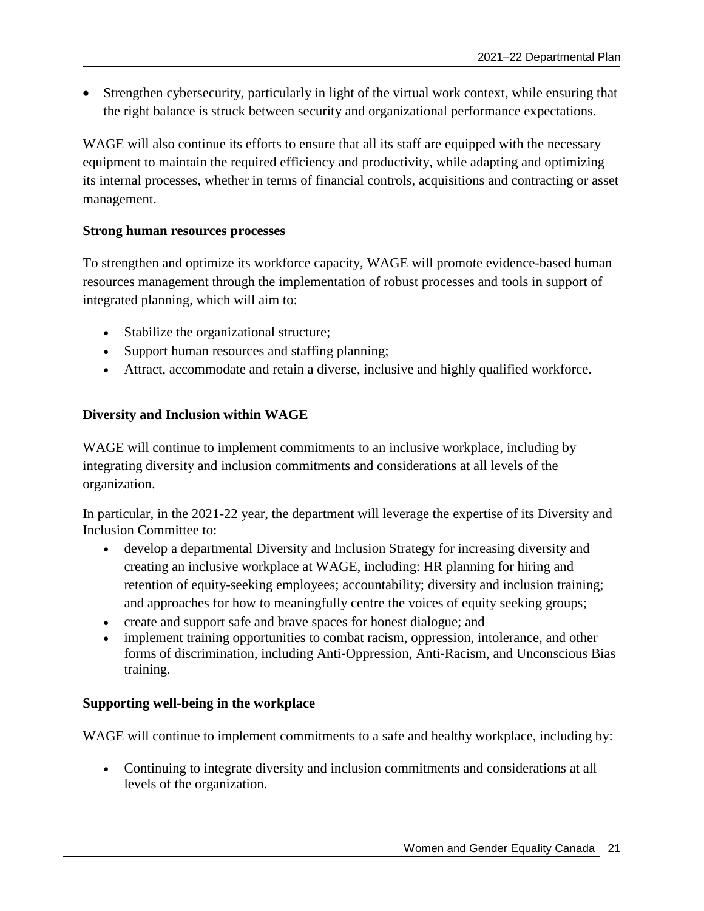- Strengthen cybersecurity, particularly in light of the virtual work context, while ensuring that the right balance is struck between security and organizational performance expectations.

WAGE will also continue its efforts to ensure that all its staff are equipped with the necessary equipment to maintain the required efficiency and productivity, while adapting and optimizing its internal processes, whether in terms of financial controls, acquisitions and contracting or asset management.

**Strong human resources processes**

To strengthen and optimize its workforce capacity, WAGE will promote evidence-based human resources management through the implementation of robust processes and tools in support of integrated planning, which will aim to:

- Stabilize the organizational structure;
- Support human resources and staffing planning;
- Attract, accommodate and retain a diverse, inclusive and highly qualified workforce.

**Diversity and Inclusion within WAGE**

WAGE will continue to implement commitments to an inclusive workplace, including by integrating diversity and inclusion commitments and considerations at all levels of the organization.

In particular, in the 2021-22 year, the department will leverage the expertise of its Diversity and Inclusion Committee to:

- develop a departmental Diversity and Inclusion Strategy for increasing diversity and creating an inclusive workplace at WAGE, including: HR planning for hiring and retention of equity-seeking employees; accountability; diversity and inclusion training; and approaches for how to meaningfully centre the voices of equity seeking groups;
- create and support safe and brave spaces for honest dialogue; and
- implement training opportunities to combat racism, oppression, intolerance, and other forms of discrimination, including Anti-Oppression, Anti-Racism, and Unconscious Bias training.

**Supporting well-being in the workplace**

WAGE will continue to implement commitments to a safe and healthy workplace, including by:

- Continuing to integrate diversity and inclusion commitments and considerations at all levels of the organization.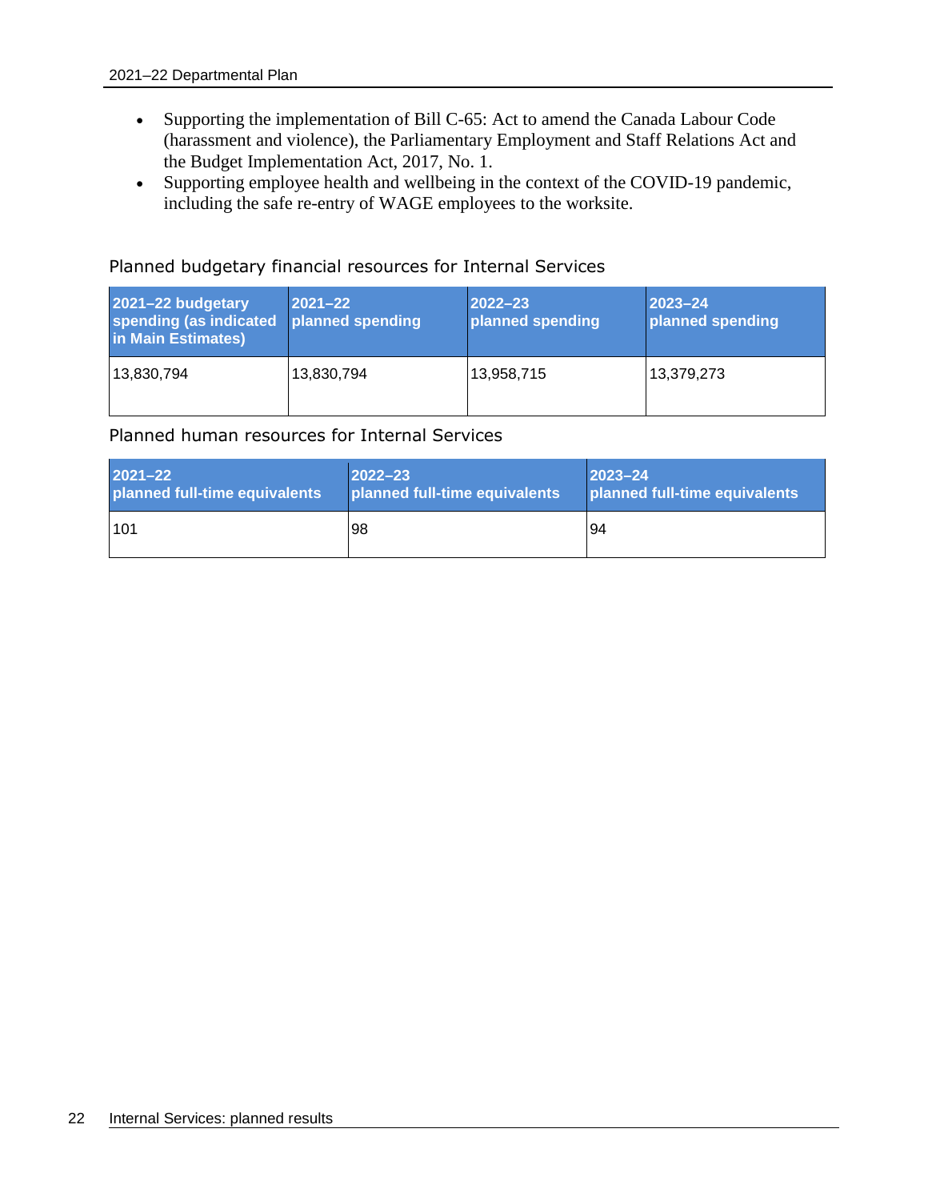- Supporting the implementation of Bill C-65: Act to amend the Canada Labour Code (harassment and violence), the Parliamentary Employment and Staff Relations Act and the Budget Implementation Act, 2017, No. 1.
- Supporting employee health and wellbeing in the context of the COVID-19 pandemic, including the safe re-entry of WAGE employees to the worksite.

### Planned budgetary financial resources for Internal Services

| 2021–22 budgetary spending (as indicated in Main Estimates) | 2021–22 planned spending | 2022–23 planned spending | 2023–24 planned spending |
|---|---|---|---|
| 13,830,794 | 13,830,794 | 13,958,715 | 13,379,273 |

### Planned human resources for Internal Services

| 2021–22 planned full-time equivalents | 2022–23 planned full-time equivalents | 2023–24 planned full-time equivalents |
|---|---|---|
| 101 | 98 | 94 |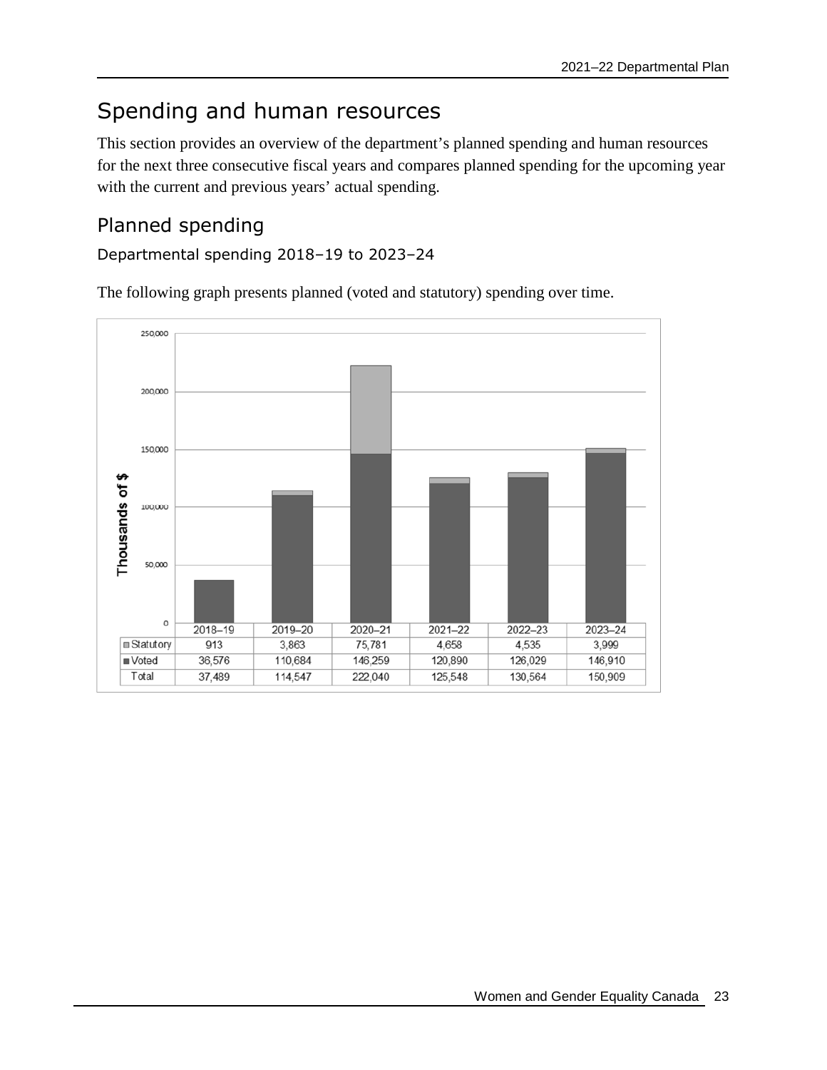# Spending and human resources

This section provides an overview of the department's planned spending and human resources for the next three consecutive fiscal years and compares planned spending for the upcoming year with the current and previous years' actual spending.

## Planned spending

### Departmental spending 2018–19 to 2023–24

The following graph presents planned (voted and statutory) spending over time.

| | 2018–19 | 2019–20 | 2020–21 | 2021–22 | 2022–23 | 2023–24 |
|---|---|---|---|---|---|---|
| Statutory | 913 | 3,863 | 75,781 | 4,658 | 4,535 | 3,999 |
| Voted | 36,576 | 110,684 | 146,259 | 120,890 | 126,029 | 146,910 |
| Total | 37,489 | 114,547 | 222,040 | 125,548 | 130,564 | 150,909 |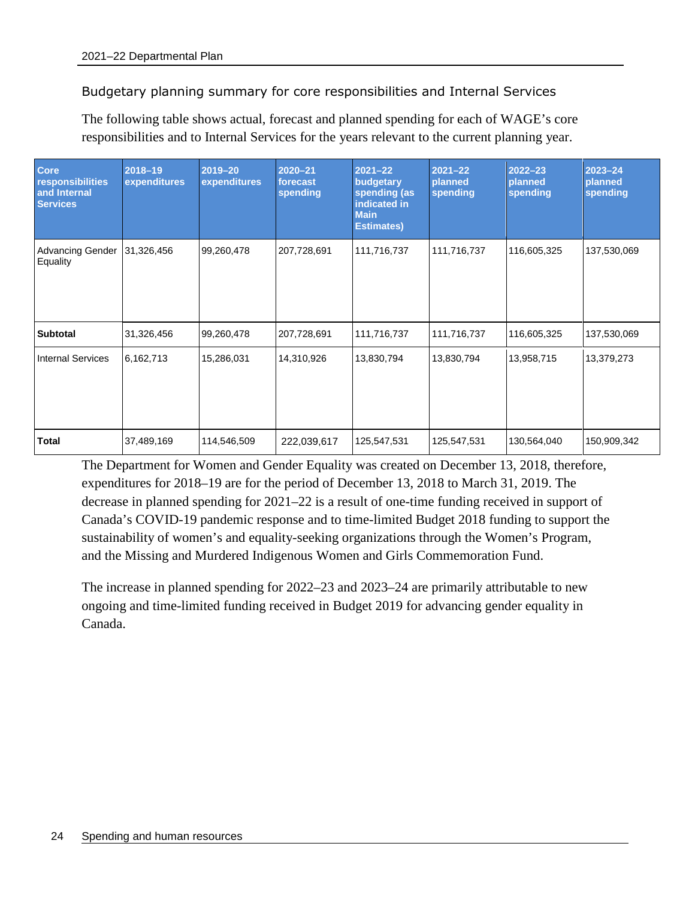### Budgetary planning summary for core responsibilities and Internal Services

The following table shows actual, forecast and planned spending for each of WAGE's core responsibilities and to Internal Services for the years relevant to the current planning year.

| Core responsibilities and Internal Services | 2018–19 expenditures | 2019–20 expenditures | 2020–21 forecast spending | 2021–22 budgetary spending (as indicated in Main Estimates) | 2021–22 planned spending | 2022–23 planned spending | 2023–24 planned spending |
|---|---|---|---|---|---|---|---|
| Advancing Gender Equality | 31,326,456 | 99,260,478 | 207,728,691 | 111,716,737 | 111,716,737 | 116,605,325 | 137,530,069 |
| **Subtotal** | 31,326,456 | 99,260,478 | 207,728,691 | 111,716,737 | 111,716,737 | 116,605,325 | 137,530,069 |
| Internal Services | 6,162,713 | 15,286,031 | 14,310,926 | 13,830,794 | 13,830,794 | 13,958,715 | 13,379,273 |
| **Total** | 37,489,169 | 114,546,509 | 222,039,617 | 125,547,531 | 125,547,531 | 130,564,040 | 150,909,342 |

The Department for Women and Gender Equality was created on December 13, 2018, therefore, expenditures for 2018–19 are for the period of December 13, 2018 to March 31, 2019. The decrease in planned spending for 2021–22 is a result of one-time funding received in support of Canada's COVID-19 pandemic response and to time-limited Budget 2018 funding to support the sustainability of women's and equality-seeking organizations through the Women's Program, and the Missing and Murdered Indigenous Women and Girls Commemoration Fund.

The increase in planned spending for 2022–23 and 2023–24 are primarily attributable to new ongoing and time-limited funding received in Budget 2019 for advancing gender equality in Canada.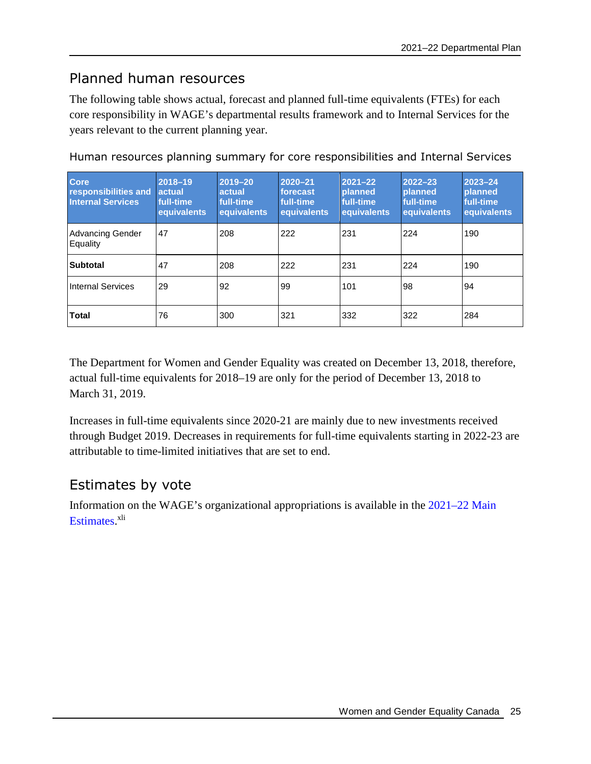## Planned human resources

The following table shows actual, forecast and planned full-time equivalents (FTEs) for each core responsibility in WAGE's departmental results framework and to Internal Services for the years relevant to the current planning year.

Human resources planning summary for core responsibilities and Internal Services

| Core responsibilities and Internal Services | 2018–19 actual full-time equivalents | 2019–20 actual full-time equivalents | 2020–21 forecast full-time equivalents | 2021–22 planned full-time equivalents | 2022–23 planned full-time equivalents | 2023–24 planned full-time equivalents |
|---|---|---|---|---|---|---|
| Advancing Gender Equality | 47 | 208 | 222 | 231 | 224 | 190 |
| **Subtotal** | 47 | 208 | 222 | 231 | 224 | 190 |
| Internal Services | 29 | 92 | 99 | 101 | 98 | 94 |
| **Total** | 76 | 300 | 321 | 332 | 322 | 284 |

The Department for Women and Gender Equality was created on December 13, 2018, therefore, actual full-time equivalents for 2018–19 are only for the period of December 13, 2018 to March 31, 2019.

Increases in full-time equivalents since 2020-21 are mainly due to new investments received through Budget 2019. Decreases in requirements for full-time equivalents starting in 2022-23 are attributable to time-limited initiatives that are set to end.

## Estimates by vote

Information on the WAGE's organizational appropriations is available in the 2021–22 Main Estimates.[xli]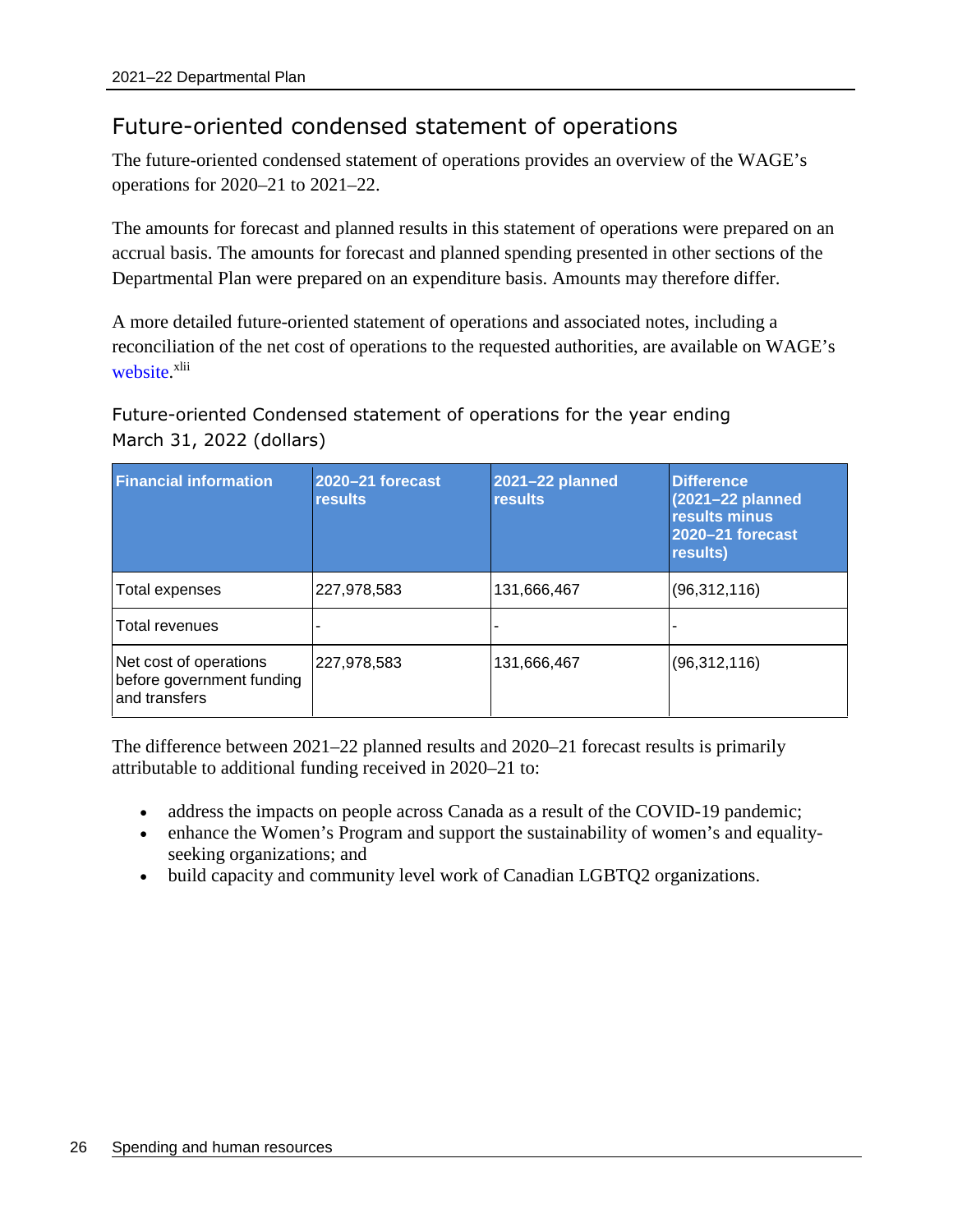## Future-oriented condensed statement of operations

The future-oriented condensed statement of operations provides an overview of the WAGE's operations for 2020–21 to 2021–22.

The amounts for forecast and planned results in this statement of operations were prepared on an accrual basis. The amounts for forecast and planned spending presented in other sections of the Departmental Plan were prepared on an expenditure basis. Amounts may therefore differ.

A more detailed future-oriented statement of operations and associated notes, including a reconciliation of the net cost of operations to the requested authorities, are available on WAGE's website.[xlii]

### Future-oriented Condensed statement of operations for the year ending March 31, 2022 (dollars)

| Financial information | 2020–21 forecast results | 2021–22 planned results | Difference (2021–22 planned results minus 2020–21 forecast results) |
|---|---|---|---|
| Total expenses | 227,978,583 | 131,666,467 | (96,312,116) |
| Total revenues | - | - | - |
| Net cost of operations before government funding and transfers | 227,978,583 | 131,666,467 | (96,312,116) |

The difference between 2021–22 planned results and 2020–21 forecast results is primarily attributable to additional funding received in 2020–21 to:

- address the impacts on people across Canada as a result of the COVID-19 pandemic;
- enhance the Women's Program and support the sustainability of women's and equality-seeking organizations; and
- build capacity and community level work of Canadian LGBTQ2 organizations.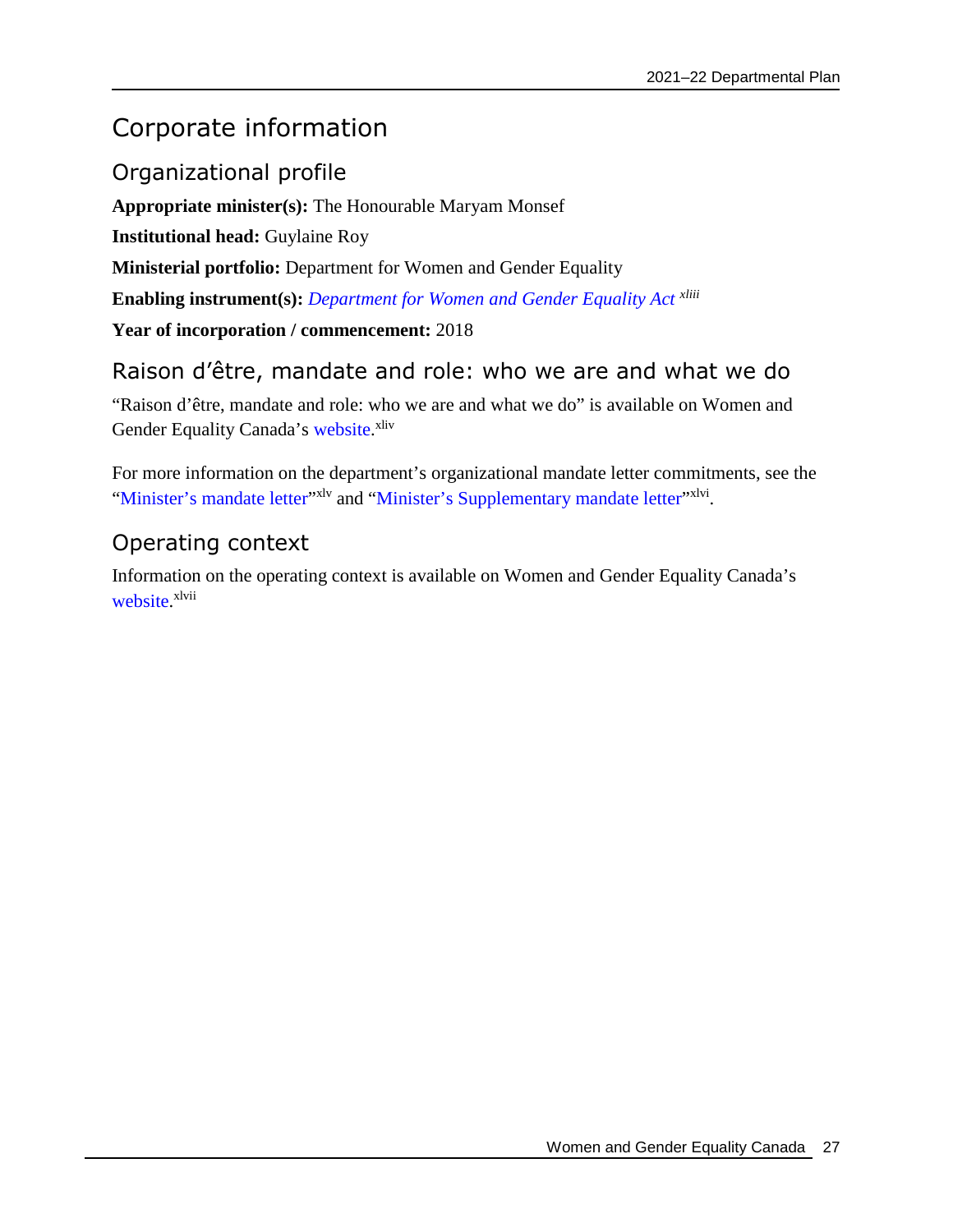# Corporate information

## Organizational profile

**Appropriate minister(s):** The Honourable Maryam Monsef

**Institutional head:** Guylaine Roy

**Ministerial portfolio:** Department for Women and Gender Equality

**Enabling instrument(s):** *Department for Women and Gender Equality Act* [xliii]

**Year of incorporation / commencement:** 2018

## Raison d'être, mandate and role: who we are and what we do

"Raison d'être, mandate and role: who we are and what we do" is available on Women and Gender Equality Canada's website.[xliv]

For more information on the department's organizational mandate letter commitments, see the "Minister's mandate letter"[xlv] and "Minister's Supplementary mandate letter"[xlvi].

## Operating context

Information on the operating context is available on Women and Gender Equality Canada's website.[xlvii]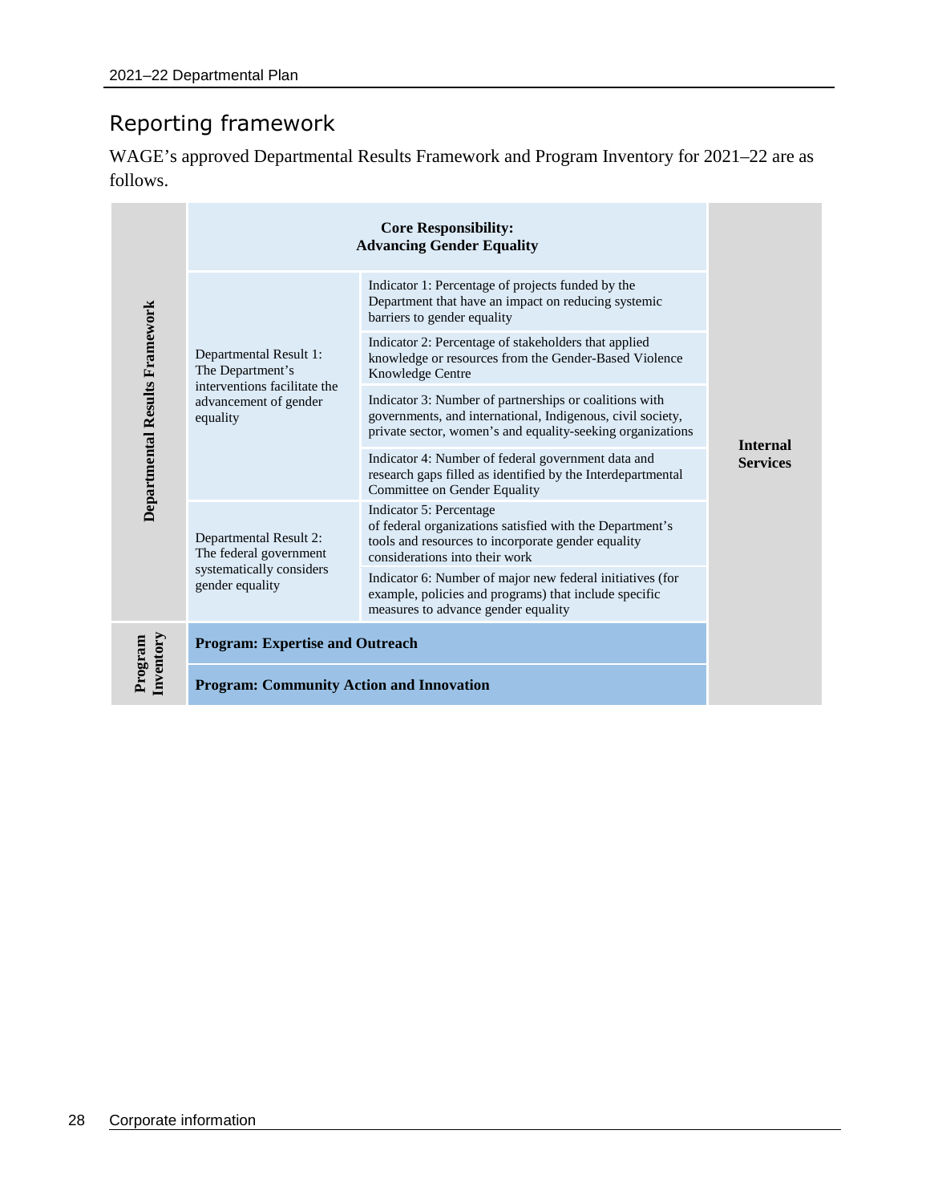## Reporting framework

WAGE's approved Departmental Results Framework and Program Inventory for 2021–22 are as follows.

| | Core Responsibility: Advancing Gender Equality | | |
|---|---|---|---|
| **Departmental Results Framework** | Departmental Result 1: The Department's interventions facilitate the advancement of gender equality | Indicator 1: Percentage of projects funded by the Department that have an impact on reducing systemic barriers to gender equality | **Internal Services** |
| | | Indicator 2: Percentage of stakeholders that applied knowledge or resources from the Gender-Based Violence Knowledge Centre | |
| | | Indicator 3: Number of partnerships or coalitions with governments, and international, Indigenous, civil society, private sector, women's and equality-seeking organizations | |
| | | Indicator 4: Number of federal government data and research gaps filled as identified by the Interdepartmental Committee on Gender Equality | |
| | Departmental Result 2: The federal government systematically considers gender equality | Indicator 5: Percentage of federal organizations satisfied with the Department's tools and resources to incorporate gender equality considerations into their work | |
| | | Indicator 6: Number of major new federal initiatives (for example, policies and programs) that include specific measures to advance gender equality | |
| **Program Inventory** | **Program: Expertise and Outreach** | | |
| | **Program: Community Action and Innovation** | | |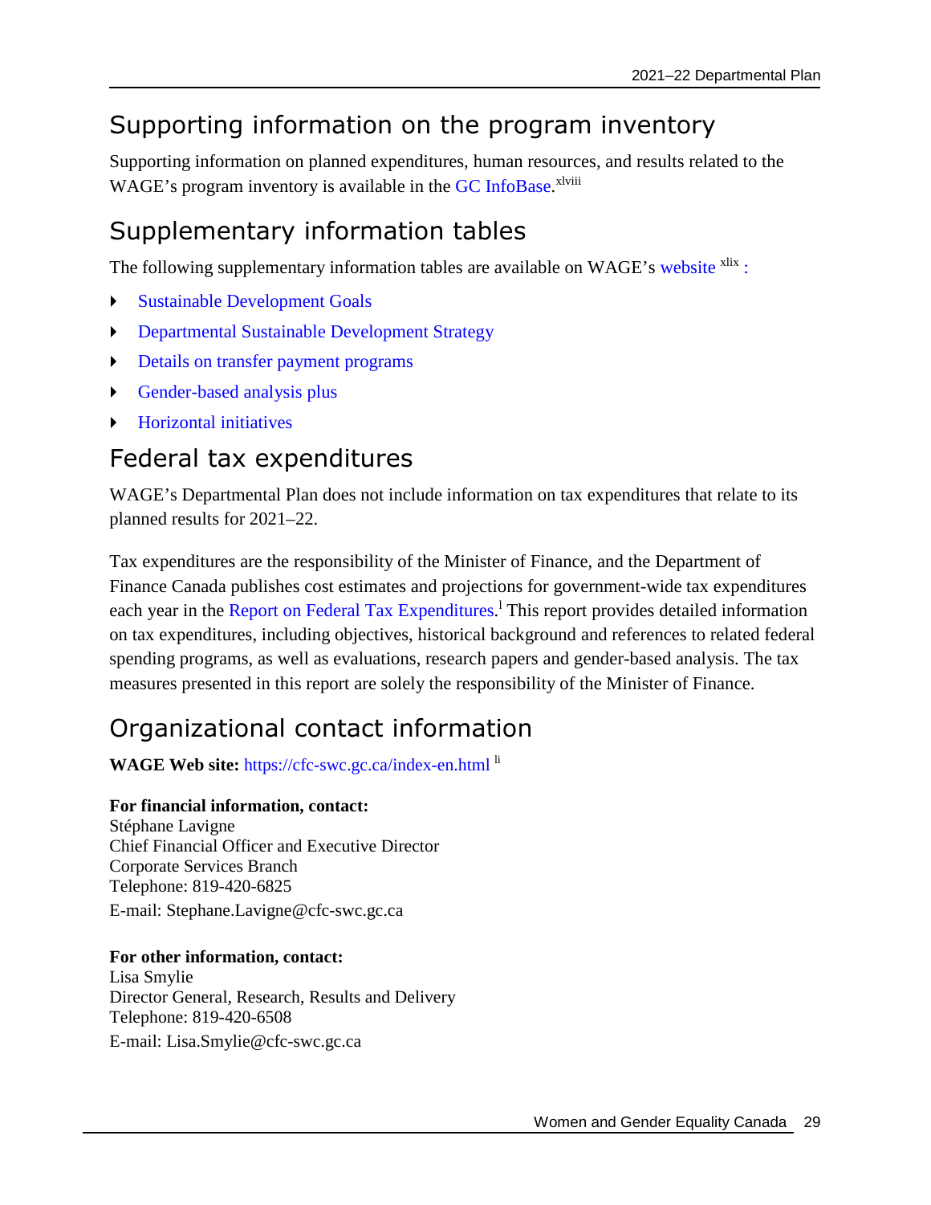## Supporting information on the program inventory

Supporting information on planned expenditures, human resources, and results related to the WAGE's program inventory is available in the GC InfoBase.[xlviii]

## Supplementary information tables

The following supplementary information tables are available on WAGE's website [xlix] :

- Sustainable Development Goals
- Departmental Sustainable Development Strategy
- Details on transfer payment programs
- Gender-based analysis plus
- Horizontal initiatives

## Federal tax expenditures

WAGE's Departmental Plan does not include information on tax expenditures that relate to its planned results for 2021–22.

Tax expenditures are the responsibility of the Minister of Finance, and the Department of Finance Canada publishes cost estimates and projections for government-wide tax expenditures each year in the Report on Federal Tax Expenditures.[l] This report provides detailed information on tax expenditures, including objectives, historical background and references to related federal spending programs, as well as evaluations, research papers and gender-based analysis. The tax measures presented in this report are solely the responsibility of the Minister of Finance.

## Organizational contact information

**WAGE Web site:** https://cfc-swc.gc.ca/index-en.html [li]

**For financial information, contact:**
Stéphane Lavigne
Chief Financial Officer and Executive Director
Corporate Services Branch
Telephone: 819-420-6825
E-mail: Stephane.Lavigne@cfc-swc.gc.ca

**For other information, contact:**
Lisa Smylie
Director General, Research, Results and Delivery
Telephone: 819-420-6508
E-mail: Lisa.Smylie@cfc-swc.gc.ca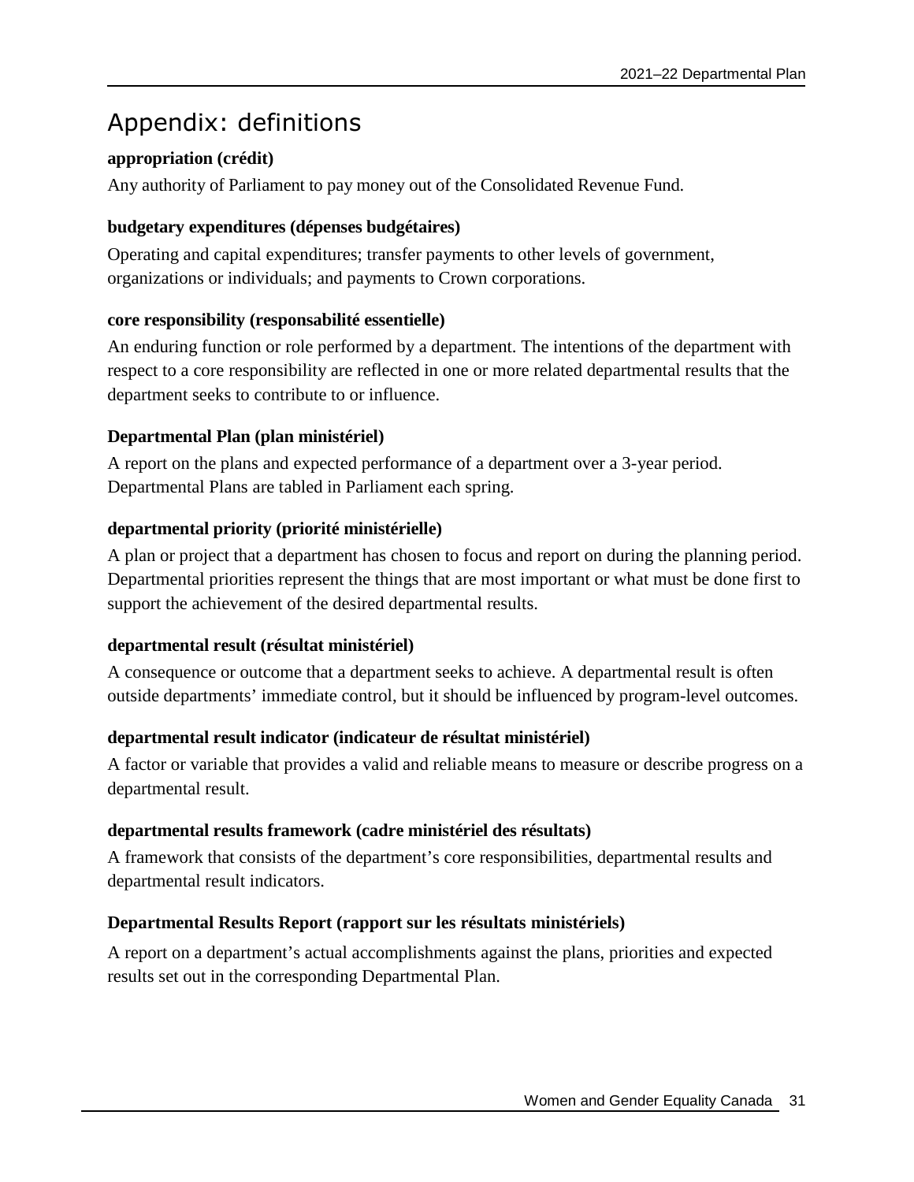# Appendix: definitions

**appropriation (crédit)**

Any authority of Parliament to pay money out of the Consolidated Revenue Fund.

**budgetary expenditures (dépenses budgétaires)**

Operating and capital expenditures; transfer payments to other levels of government, organizations or individuals; and payments to Crown corporations.

**core responsibility (responsabilité essentielle)**

An enduring function or role performed by a department. The intentions of the department with respect to a core responsibility are reflected in one or more related departmental results that the department seeks to contribute to or influence.

**Departmental Plan (plan ministériel)**

A report on the plans and expected performance of a department over a 3-year period. Departmental Plans are tabled in Parliament each spring.

**departmental priority (priorité ministérielle)**

A plan or project that a department has chosen to focus and report on during the planning period. Departmental priorities represent the things that are most important or what must be done first to support the achievement of the desired departmental results.

**departmental result (résultat ministériel)**

A consequence or outcome that a department seeks to achieve. A departmental result is often outside departments' immediate control, but it should be influenced by program-level outcomes.

**departmental result indicator (indicateur de résultat ministériel)**

A factor or variable that provides a valid and reliable means to measure or describe progress on a departmental result.

**departmental results framework (cadre ministériel des résultats)**

A framework that consists of the department's core responsibilities, departmental results and departmental result indicators.

**Departmental Results Report (rapport sur les résultats ministériels)**

A report on a department's actual accomplishments against the plans, priorities and expected results set out in the corresponding Departmental Plan.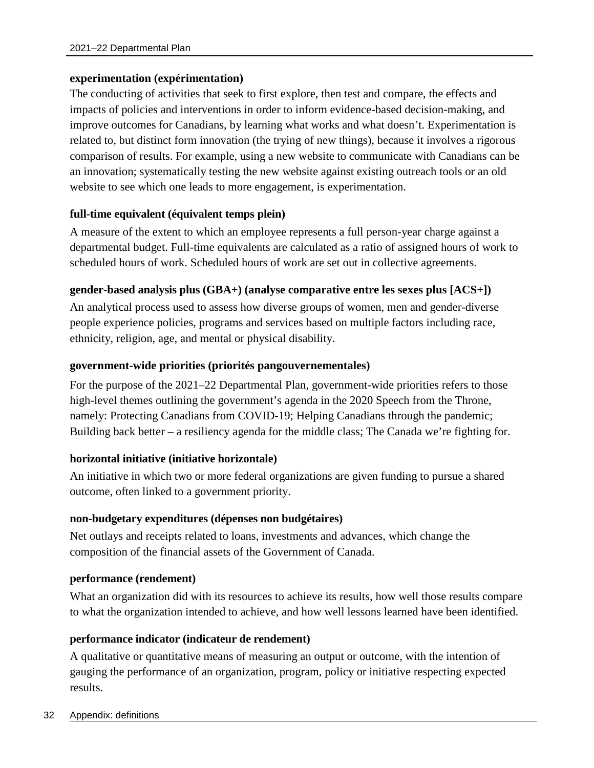**experimentation (expérimentation)**

The conducting of activities that seek to first explore, then test and compare, the effects and impacts of policies and interventions in order to inform evidence-based decision-making, and improve outcomes for Canadians, by learning what works and what doesn't. Experimentation is related to, but distinct form innovation (the trying of new things), because it involves a rigorous comparison of results. For example, using a new website to communicate with Canadians can be an innovation; systematically testing the new website against existing outreach tools or an old website to see which one leads to more engagement, is experimentation.

**full-time equivalent (équivalent temps plein)**

A measure of the extent to which an employee represents a full person-year charge against a departmental budget. Full-time equivalents are calculated as a ratio of assigned hours of work to scheduled hours of work. Scheduled hours of work are set out in collective agreements.

**gender-based analysis plus (GBA+) (analyse comparative entre les sexes plus [ACS+])**

An analytical process used to assess how diverse groups of women, men and gender-diverse people experience policies, programs and services based on multiple factors including race, ethnicity, religion, age, and mental or physical disability.

**government-wide priorities (priorités pangouvernementales)**

For the purpose of the 2021–22 Departmental Plan, government-wide priorities refers to those high-level themes outlining the government's agenda in the 2020 Speech from the Throne, namely: Protecting Canadians from COVID-19; Helping Canadians through the pandemic; Building back better – a resiliency agenda for the middle class; The Canada we're fighting for.

**horizontal initiative (initiative horizontale)**

An initiative in which two or more federal organizations are given funding to pursue a shared outcome, often linked to a government priority.

**non-budgetary expenditures (dépenses non budgétaires)**

Net outlays and receipts related to loans, investments and advances, which change the composition of the financial assets of the Government of Canada.

**performance (rendement)**

What an organization did with its resources to achieve its results, how well those results compare to what the organization intended to achieve, and how well lessons learned have been identified.

**performance indicator (indicateur de rendement)**

A qualitative or quantitative means of measuring an output or outcome, with the intention of gauging the performance of an organization, program, policy or initiative respecting expected results.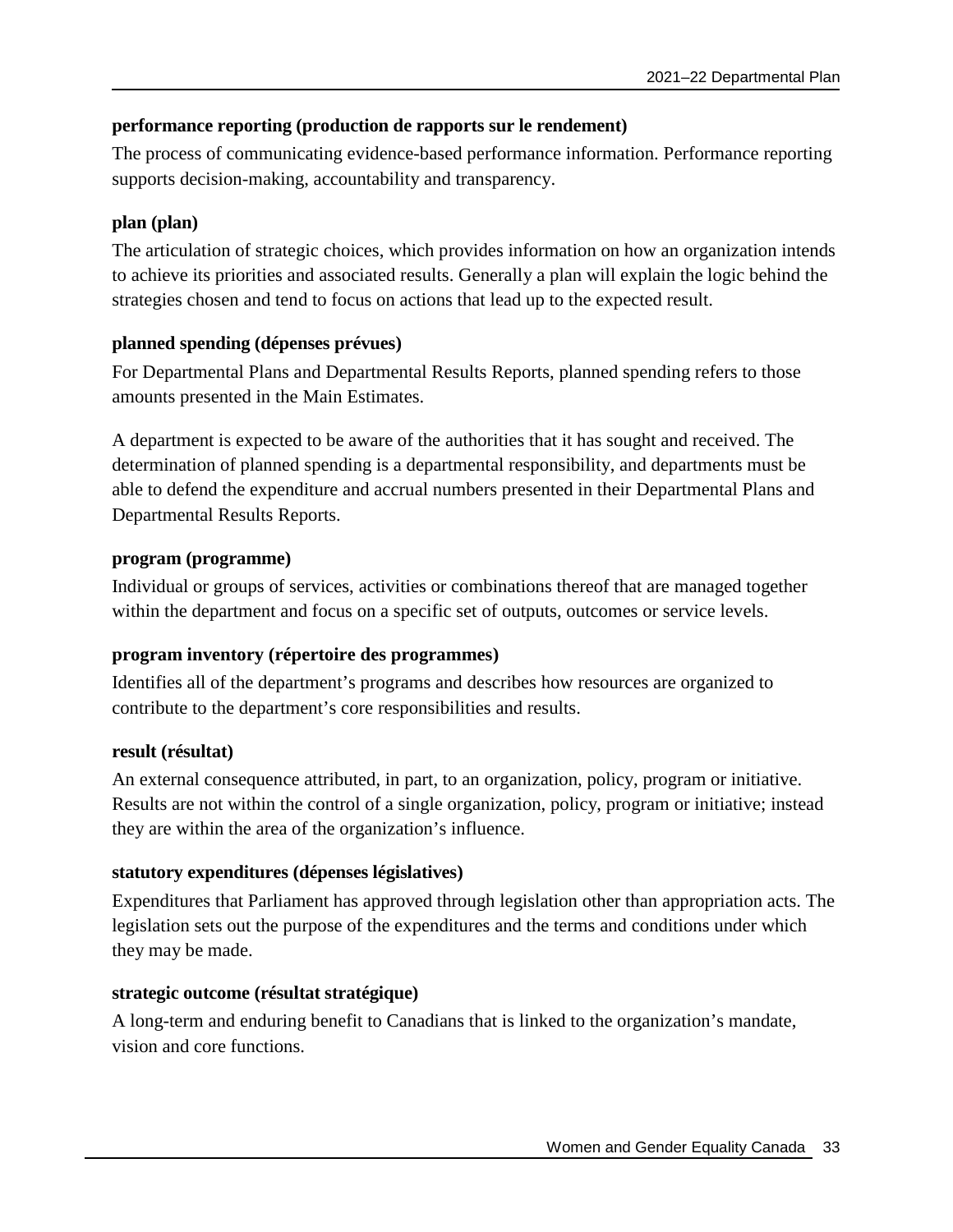**performance reporting (production de rapports sur le rendement)**

The process of communicating evidence-based performance information. Performance reporting supports decision-making, accountability and transparency.

**plan (plan)**

The articulation of strategic choices, which provides information on how an organization intends to achieve its priorities and associated results. Generally a plan will explain the logic behind the strategies chosen and tend to focus on actions that lead up to the expected result.

**planned spending (dépenses prévues)**

For Departmental Plans and Departmental Results Reports, planned spending refers to those amounts presented in the Main Estimates.

A department is expected to be aware of the authorities that it has sought and received. The determination of planned spending is a departmental responsibility, and departments must be able to defend the expenditure and accrual numbers presented in their Departmental Plans and Departmental Results Reports.

**program (programme)**

Individual or groups of services, activities or combinations thereof that are managed together within the department and focus on a specific set of outputs, outcomes or service levels.

**program inventory (répertoire des programmes)**

Identifies all of the department's programs and describes how resources are organized to contribute to the department's core responsibilities and results.

**result (résultat)**

An external consequence attributed, in part, to an organization, policy, program or initiative. Results are not within the control of a single organization, policy, program or initiative; instead they are within the area of the organization's influence.

**statutory expenditures (dépenses législatives)**

Expenditures that Parliament has approved through legislation other than appropriation acts. The legislation sets out the purpose of the expenditures and the terms and conditions under which they may be made.

**strategic outcome (résultat stratégique)**

A long-term and enduring benefit to Canadians that is linked to the organization's mandate, vision and core functions.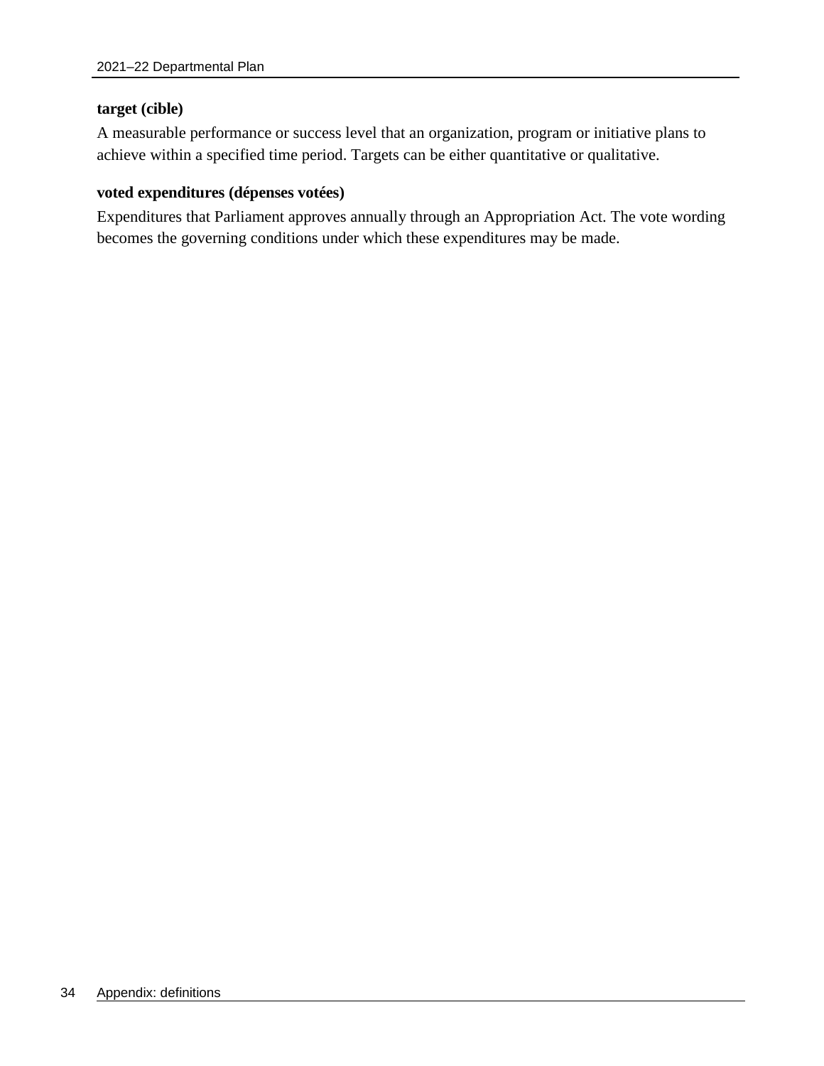**target (cible)**

A measurable performance or success level that an organization, program or initiative plans to achieve within a specified time period. Targets can be either quantitative or qualitative.

**voted expenditures (dépenses votées)**

Expenditures that Parliament approves annually through an Appropriation Act. The vote wording becomes the governing conditions under which these expenditures may be made.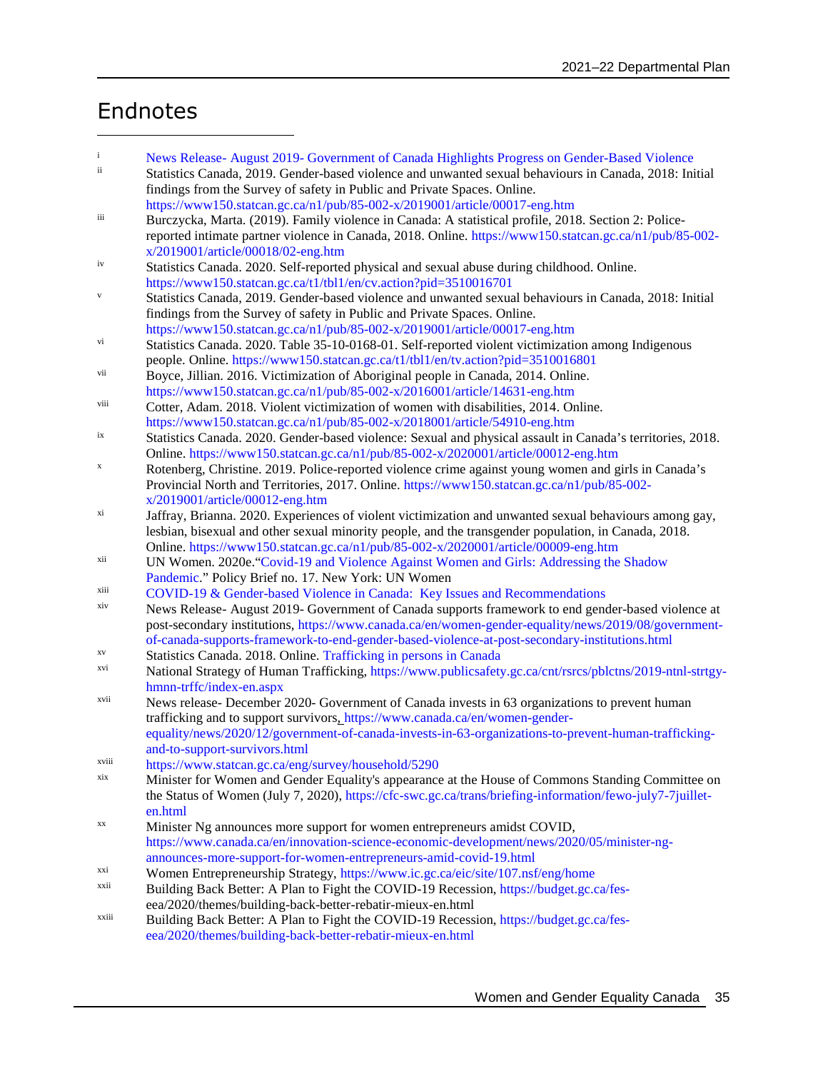# Endnotes

i News Release- August 2019- Government of Canada Highlights Progress on Gender-Based Violence

ii Statistics Canada, 2019. Gender-based violence and unwanted sexual behaviours in Canada, 2018: Initial findings from the Survey of safety in Public and Private Spaces. Online. https://www150.statcan.gc.ca/n1/pub/85-002-x/2019001/article/00017-eng.htm

iii Burczycka, Marta. (2019). Family violence in Canada: A statistical profile, 2018. Section 2: Police-reported intimate partner violence in Canada, 2018. Online. https://www150.statcan.gc.ca/n1/pub/85-002-x/2019001/article/00018/02-eng.htm

iv Statistics Canada. 2020. Self-reported physical and sexual abuse during childhood. Online. https://www150.statcan.gc.ca/t1/tbl1/en/cv.action?pid=3510016701

v Statistics Canada, 2019. Gender-based violence and unwanted sexual behaviours in Canada, 2018: Initial findings from the Survey of safety in Public and Private Spaces. Online. https://www150.statcan.gc.ca/n1/pub/85-002-x/2019001/article/00017-eng.htm

vi Statistics Canada. 2020. Table 35-10-0168-01. Self-reported violent victimization among Indigenous people. Online. https://www150.statcan.gc.ca/t1/tbl1/en/tv.action?pid=3510016801

vii Boyce, Jillian. 2016. Victimization of Aboriginal people in Canada, 2014. Online. https://www150.statcan.gc.ca/n1/pub/85-002-x/2016001/article/14631-eng.htm

viii Cotter, Adam. 2018. Violent victimization of women with disabilities, 2014. Online. https://www150.statcan.gc.ca/n1/pub/85-002-x/2018001/article/54910-eng.htm

ix Statistics Canada. 2020. Gender-based violence: Sexual and physical assault in Canada's territories, 2018. Online. https://www150.statcan.gc.ca/n1/pub/85-002-x/2020001/article/00012-eng.htm

x Rotenberg, Christine. 2019. Police-reported violence crime against young women and girls in Canada's Provincial North and Territories, 2017. Online. https://www150.statcan.gc.ca/n1/pub/85-002-x/2019001/article/00012-eng.htm

xi Jaffray, Brianna. 2020. Experiences of violent victimization and unwanted sexual behaviours among gay, lesbian, bisexual and other sexual minority people, and the transgender population, in Canada, 2018. Online. https://www150.statcan.gc.ca/n1/pub/85-002-x/2020001/article/00009-eng.htm

xii UN Women. 2020e."Covid-19 and Violence Against Women and Girls: Addressing the Shadow Pandemic." Policy Brief no. 17. New York: UN Women

xiii COVID-19 & Gender-based Violence in Canada: Key Issues and Recommendations

xiv News Release- August 2019- Government of Canada supports framework to end gender-based violence at post-secondary institutions, https://www.canada.ca/en/women-gender-equality/news/2019/08/government-of-canada-supports-framework-to-end-gender-based-violence-at-post-secondary-institutions.html

xv Statistics Canada. 2018. Online. Trafficking in persons in Canada

xvi National Strategy of Human Trafficking, https://www.publicsafety.gc.ca/cnt/rsrcs/pblctns/2019-ntnl-strtgy-hmnn-trffc/index-en.aspx

xvii News release- December 2020- Government of Canada invests in 63 organizations to prevent human trafficking and to support survivors, https://www.canada.ca/en/women-gender-equality/news/2020/12/government-of-canada-invests-in-63-organizations-to-prevent-human-trafficking-and-to-support-survivors.html

xviii https://www.statcan.gc.ca/eng/survey/household/5290

xix Minister for Women and Gender Equality's appearance at the House of Commons Standing Committee on the Status of Women (July 7, 2020), https://cfc-swc.gc.ca/trans/briefing-information/fewo-july7-7juillet-en.html

xx Minister Ng announces more support for women entrepreneurs amidst COVID, https://www.canada.ca/en/innovation-science-economic-development/news/2020/05/minister-ng-announces-more-support-for-women-entrepreneurs-amid-covid-19.html

xxi Women Entrepreneurship Strategy, https://www.ic.gc.ca/eic/site/107.nsf/eng/home

xxii Building Back Better: A Plan to Fight the COVID-19 Recession, https://budget.gc.ca/fes-eea/2020/themes/building-back-better-rebatir-mieux-en.html

xxiii Building Back Better: A Plan to Fight the COVID-19 Recession, https://budget.gc.ca/fes-eea/2020/themes/building-back-better-rebatir-mieux-en.html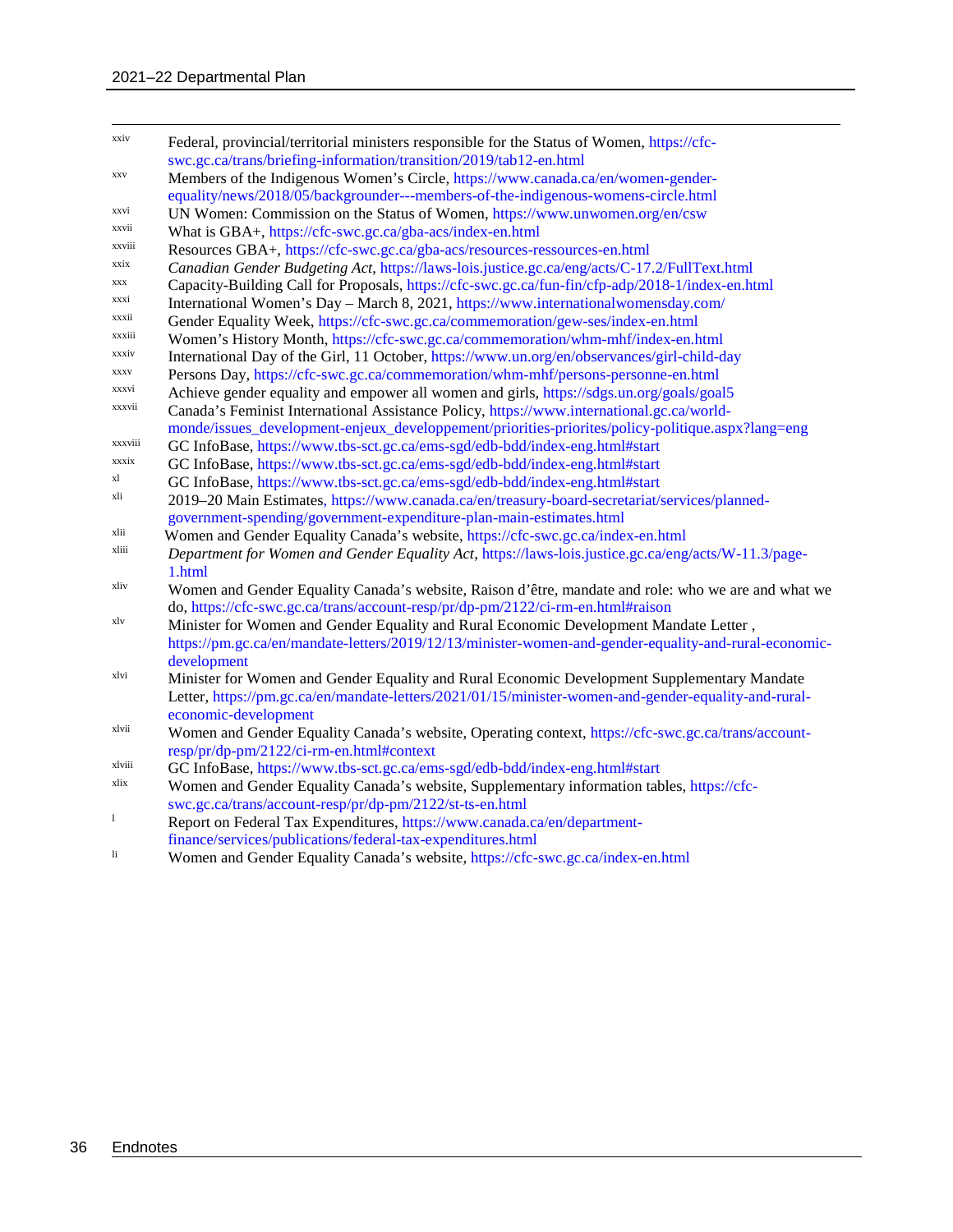xxiv Federal, provincial/territorial ministers responsible for the Status of Women, https://cfc-swc.gc.ca/trans/briefing-information/transition/2019/tab12-en.html

xxv Members of the Indigenous Women's Circle, https://www.canada.ca/en/women-gender-equality/news/2018/05/backgrounder---members-of-the-indigenous-womens-circle.html

xxvi UN Women: Commission on the Status of Women, https://www.unwomen.org/en/csw

xxvii What is GBA+, https://cfc-swc.gc.ca/gba-acs/index-en.html

xxviii Resources GBA+, https://cfc-swc.gc.ca/gba-acs/resources-ressources-en.html

xxix *Canadian Gender Budgeting Act*, https://laws-lois.justice.gc.ca/eng/acts/C-17.2/FullText.html

xxx Capacity-Building Call for Proposals, https://cfc-swc.gc.ca/fun-fin/cfp-adp/2018-1/index-en.html

xxxi International Women's Day – March 8, 2021, https://www.internationalwomensday.com/

xxxii Gender Equality Week, https://cfc-swc.gc.ca/commemoration/gew-ses/index-en.html

xxxiii Women's History Month, https://cfc-swc.gc.ca/commemoration/whm-mhf/index-en.html

xxxiv International Day of the Girl, 11 October, https://www.un.org/en/observances/girl-child-day

xxxv Persons Day, https://cfc-swc.gc.ca/commemoration/whm-mhf/persons-personne-en.html

xxxvi Achieve gender equality and empower all women and girls, https://sdgs.un.org/goals/goal5

xxxvii Canada's Feminist International Assistance Policy, https://www.international.gc.ca/world-monde/issues_development-enjeux_developpement/priorities-priorites/policy-politique.aspx?lang=eng

xxxviii GC InfoBase, https://www.tbs-sct.gc.ca/ems-sgd/edb-bdd/index-eng.html#start

xxxix GC InfoBase, https://www.tbs-sct.gc.ca/ems-sgd/edb-bdd/index-eng.html#start

xl GC InfoBase, https://www.tbs-sct.gc.ca/ems-sgd/edb-bdd/index-eng.html#start

xli 2019–20 Main Estimates, https://www.canada.ca/en/treasury-board-secretariat/services/planned-government-spending/government-expenditure-plan-main-estimates.html

xlii Women and Gender Equality Canada's website, https://cfc-swc.gc.ca/index-en.html

xliii *Department for Women and Gender Equality Act*, https://laws-lois.justice.gc.ca/eng/acts/W-11.3/page-1.html

xliv Women and Gender Equality Canada's website, Raison d'être, mandate and role: who we are and what we do, https://cfc-swc.gc.ca/trans/account-resp/pr/dp-pm/2122/ci-rm-en.html#raison

xlv Minister for Women and Gender Equality and Rural Economic Development Mandate Letter , https://pm.gc.ca/en/mandate-letters/2019/12/13/minister-women-and-gender-equality-and-rural-economic-development

xlvi Minister for Women and Gender Equality and Rural Economic Development Supplementary Mandate Letter, https://pm.gc.ca/en/mandate-letters/2021/01/15/minister-women-and-gender-equality-and-rural-economic-development

xlvii Women and Gender Equality Canada's website, Operating context, https://cfc-swc.gc.ca/trans/account-resp/pr/dp-pm/2122/ci-rm-en.html#context

xlviii GC InfoBase, https://www.tbs-sct.gc.ca/ems-sgd/edb-bdd/index-eng.html#start

xlix Women and Gender Equality Canada's website, Supplementary information tables, https://cfc-swc.gc.ca/trans/account-resp/pr/dp-pm/2122/st-ts-en.html

l Report on Federal Tax Expenditures, https://www.canada.ca/en/department-finance/services/publications/federal-tax-expenditures.html

li Women and Gender Equality Canada's website, https://cfc-swc.gc.ca/index-en.html